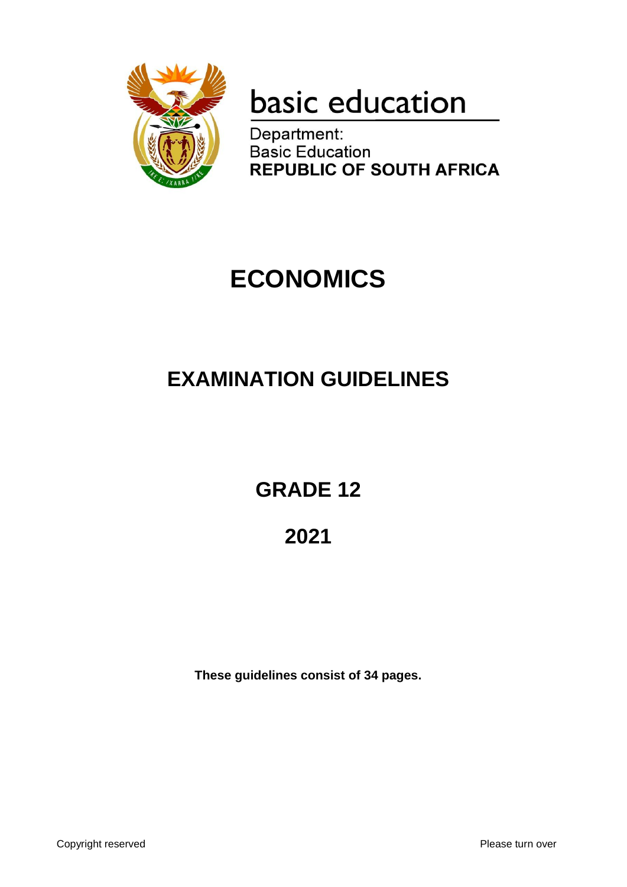basic education

Department:
Basic Education
**REPUBLIC OF SOUTH AFRICA**

# ECONOMICS

## EXAMINATION GUIDELINES

## GRADE 12

## 2021

**These guidelines consist of 34 pages.**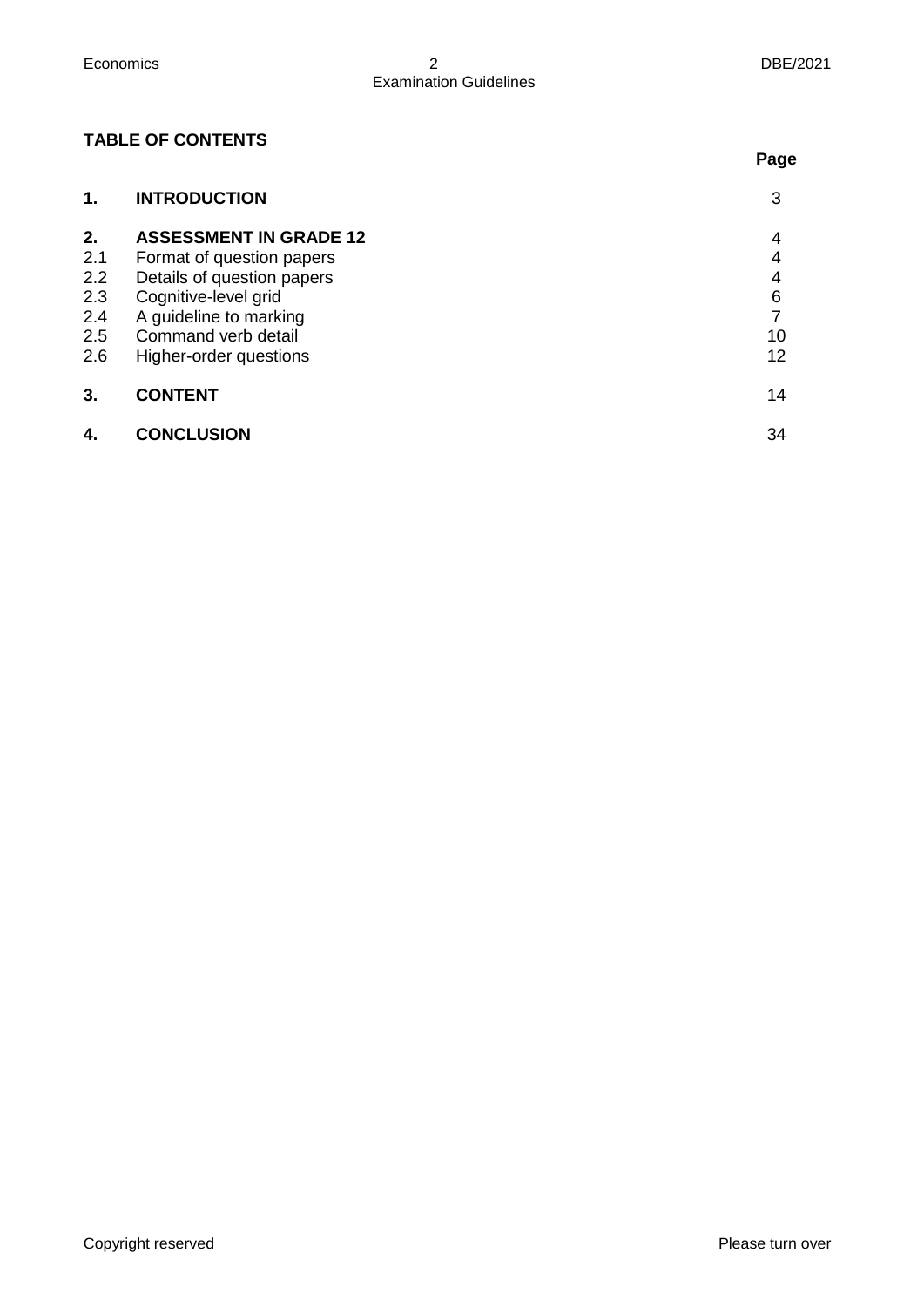**TABLE OF CONTENTS**

| | | Page |
|---|---|---|
| **1.** | **INTRODUCTION** | 3 |
| **2.** | **ASSESSMENT IN GRADE 12** | 4 |
| 2.1 | Format of question papers | 4 |
| 2.2 | Details of question papers | 4 |
| 2.3 | Cognitive-level grid | 6 |
| 2.4 | A guideline to marking | 7 |
| 2.5 | Command verb detail | 10 |
| 2.6 | Higher-order questions | 12 |
| **3.** | **CONTENT** | 14 |
| **4.** | **CONCLUSION** | 34 |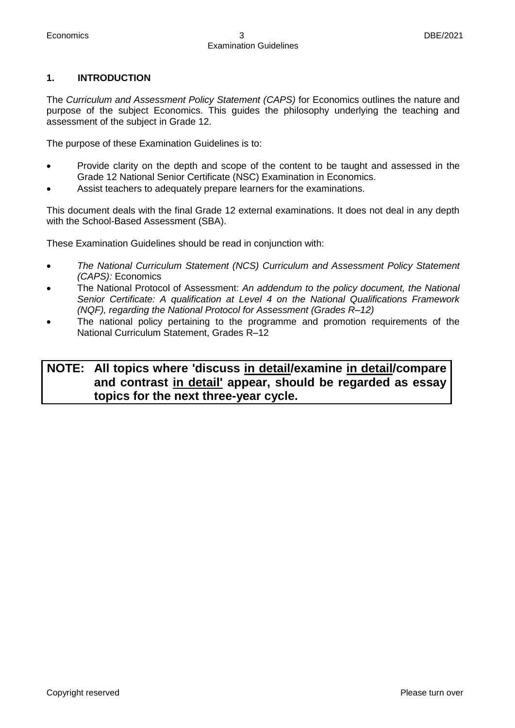## 1. INTRODUCTION

The *Curriculum and Assessment Policy Statement (CAPS)* for Economics outlines the nature and purpose of the subject Economics. This guides the philosophy underlying the teaching and assessment of the subject in Grade 12.

The purpose of these Examination Guidelines is to:

- Provide clarity on the depth and scope of the content to be taught and assessed in the Grade 12 National Senior Certificate (NSC) Examination in Economics.
- Assist teachers to adequately prepare learners for the examinations.

This document deals with the final Grade 12 external examinations. It does not deal in any depth with the School-Based Assessment (SBA).

These Examination Guidelines should be read in conjunction with:

- *The National Curriculum Statement (NCS) Curriculum and Assessment Policy Statement (CAPS):* Economics
- The National Protocol of Assessment: *An addendum to the policy document, the National Senior Certificate: A qualification at Level 4 on the National Qualifications Framework (NQF), regarding the National Protocol for Assessment (Grades R–12)*
- The national policy pertaining to the programme and promotion requirements of the National Curriculum Statement, Grades R–12

**NOTE: All topics where 'discuss <u>in detail</u>/examine <u>in detail</u>/compare and contrast <u>in detail</u>' appear, should be regarded as essay topics for the next three-year cycle.**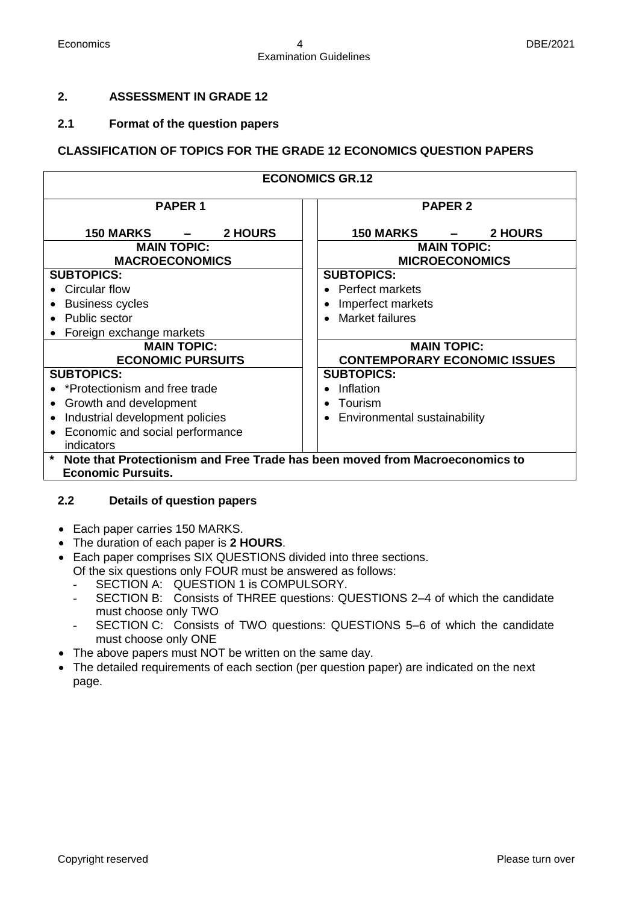## 2. ASSESSMENT IN GRADE 12

### 2.1 Format of the question papers

**CLASSIFICATION OF TOPICS FOR THE GRADE 12 ECONOMICS QUESTION PAPERS**

| **ECONOMICS GR.12** | |
|---|---|
| **PAPER 1**<br>**150 MARKS – 2 HOURS** | **PAPER 2**<br>**150 MARKS – 2 HOURS** |
| **MAIN TOPIC: MACROECONOMICS** | **MAIN TOPIC: MICROECONOMICS** |
| **SUBTOPICS:**<br>• Circular flow<br>• Business cycles<br>• Public sector<br>• Foreign exchange markets | **SUBTOPICS:**<br>• Perfect markets<br>• Imperfect markets<br>• Market failures |
| **MAIN TOPIC: ECONOMIC PURSUITS** | **MAIN TOPIC: CONTEMPORARY ECONOMIC ISSUES** |
| **SUBTOPICS:**<br>• *Protectionism and free trade<br>• Growth and development<br>• Industrial development policies<br>• Economic and social performance indicators | **SUBTOPICS:**<br>• Inflation<br>• Tourism<br>• Environmental sustainability |
| **\* Note that Protectionism and Free Trade has been moved from Macroeconomics to Economic Pursuits.** | |

### 2.2 Details of question papers

- Each paper carries 150 MARKS.
- The duration of each paper is **2 HOURS**.
- Each paper comprises SIX QUESTIONS divided into three sections.
  Of the six questions only FOUR must be answered as follows:
  - SECTION A: QUESTION 1 is COMPULSORY.
  - SECTION B: Consists of THREE questions: QUESTIONS 2–4 of which the candidate must choose only TWO
  - SECTION C: Consists of TWO questions: QUESTIONS 5–6 of which the candidate must choose only ONE
- The above papers must NOT be written on the same day.
- The detailed requirements of each section (per question paper) are indicated on the next page.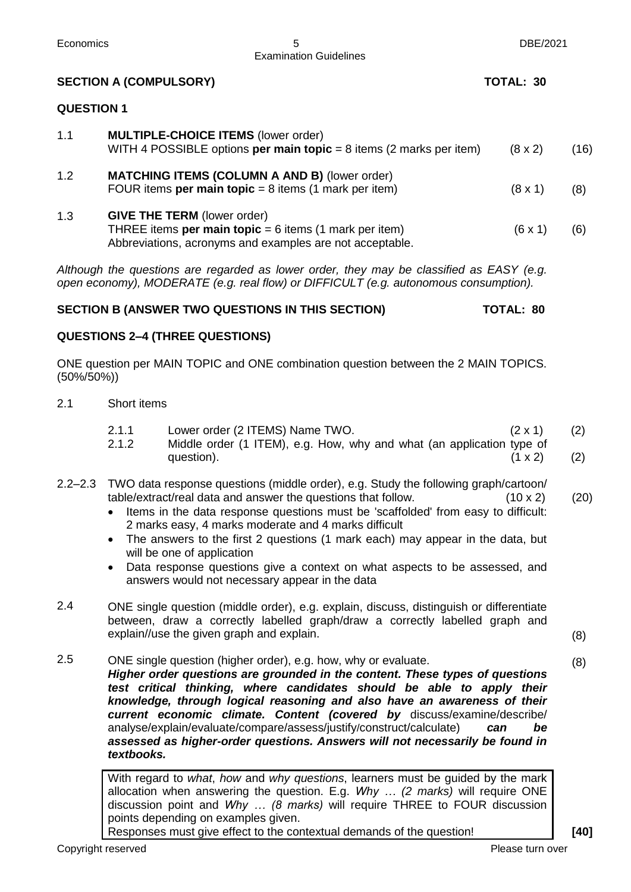**SECTION A (COMPULSORY)** **TOTAL: 30**

**QUESTION 1**

| | | | |
|---|---|---|---|
| 1.1 | **MULTIPLE-CHOICE ITEMS** (lower order)<br>WITH 4 POSSIBLE options **per main topic** = 8 items (2 marks per item) | (8 x 2) | (16) |
| 1.2 | **MATCHING ITEMS (COLUMN A AND B)** (lower order)<br>FOUR items **per main topic** = 8 items (1 mark per item) | (8 x 1) | (8) |
| 1.3 | **GIVE THE TERM** (lower order)<br>THREE items **per main topic** = 6 items (1 mark per item)<br>Abbreviations, acronyms and examples are not acceptable. | (6 x 1) | (6) |

*Although the questions are regarded as lower order, they may be classified as EASY (e.g. open economy), MODERATE (e.g. real flow) or DIFFICULT (e.g. autonomous consumption).*

**SECTION B (ANSWER TWO QUESTIONS IN THIS SECTION)** **TOTAL: 80**

**QUESTIONS 2–4 (THREE QUESTIONS)**

ONE question per MAIN TOPIC and ONE combination question between the 2 MAIN TOPICS. (50%/50%))

2.1 Short items

| | | | |
|---|---|---|---|
| 2.1.1 | Lower order (2 ITEMS) Name TWO. | (2 x 1) | (2) |
| 2.1.2 | Middle order (1 ITEM), e.g. How, why and what (an application type of question). | (1 x 2) | (2) |

2.2–2.3 TWO data response questions (middle order), e.g. Study the following graph/cartoon/ table/extract/real data and answer the questions that follow. (10 x 2) (20)

- Items in the data response questions must be 'scaffolded' from easy to difficult: 2 marks easy, 4 marks moderate and 4 marks difficult
- The answers to the first 2 questions (1 mark each) may appear in the data, but will be one of application
- Data response questions give a context on what aspects to be assessed, and answers would not necessary appear in the data

2.4 ONE single question (middle order), e.g. explain, discuss, distinguish or differentiate between, draw a correctly labelled graph/draw a correctly labelled graph and explain//use the given graph and explain. (8)

2.5 ONE single question (higher order), e.g. how, why or evaluate. (8)
***Higher order questions are grounded in the content. These types of questions test critical thinking, where candidates should be able to apply their knowledge, through logical reasoning and also have an awareness of their current economic climate. Content (covered by*** discuss/examine/describe/ analyse/explain/evaluate/compare/assess/justify/construct/calculate) ***can be assessed as higher-order questions. Answers will not necessarily be found in textbooks.***

With regard to *what*, *how* and *why questions*, learners must be guided by the mark allocation when answering the question. E.g. *Why … (2 marks)* will require ONE discussion point and *Why … (8 marks)* will require THREE to FOUR discussion points depending on examples given.
Responses must give effect to the contextual demands of the question! **[40]**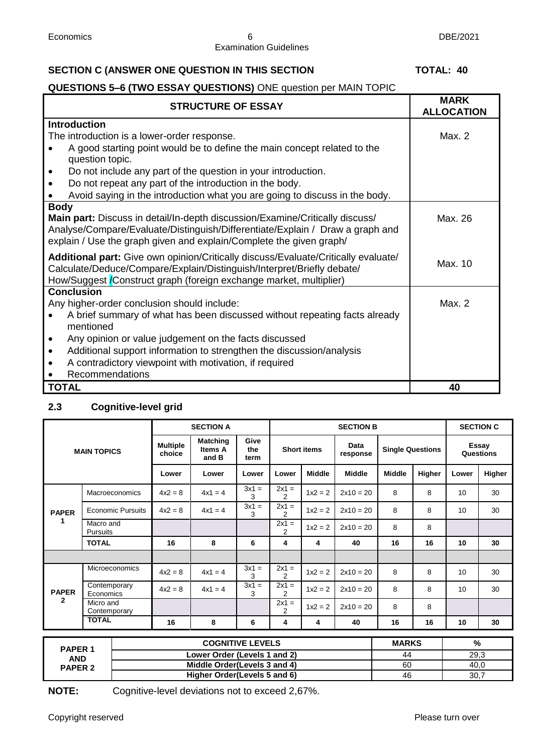## SECTION C (ANSWER ONE QUESTION IN THIS SECTION TOTAL: 40

**QUESTIONS 5–6 (TWO ESSAY QUESTIONS)** ONE question per MAIN TOPIC

| STRUCTURE OF ESSAY | MARK ALLOCATION |
|---|---|
| **Introduction**<br>The introduction is a lower-order response.<br>• A good starting point would be to define the main concept related to the question topic.<br>• Do not include any part of the question in your introduction.<br>• Do not repeat any part of the introduction in the body.<br>• Avoid saying in the introduction what you are going to discuss in the body. | Max. 2 |
| **Body**<br>**Main part:** Discuss in detail/In-depth discussion/Examine/Critically discuss/ Analyse/Compare/Evaluate/Distinguish/Differentiate/Explain / Draw a graph and explain / Use the graph given and explain/Complete the given graph/ | Max. 26 |
| **Additional part:** Give own opinion/Critically discuss/Evaluate/Critically evaluate/ Calculate/Deduce/Compare/Explain/Distinguish/Interpret/Briefly debate/ How/Suggest /Construct graph (foreign exchange market, multiplier) | Max. 10 |
| **Conclusion**<br>Any higher-order conclusion should include:<br>• A brief summary of what has been discussed without repeating facts already mentioned<br>• Any opinion or value judgement on the facts discussed<br>• Additional support information to strengthen the discussion/analysis<br>• A contradictory viewpoint with motivation, if required<br>• Recommendations | Max. 2 |
| **TOTAL** | **40** |

### 2.3 Cognitive-level grid

| MAIN TOPICS | | SECTION A | | | SECTION B | | | | | SECTION C | |
|---|---|---|---|---|---|---|---|---|---|---|---|
| | | Multiple choice | Matching Items A and B | Give the term | Short items | | Data response | Single Questions | | Essay Questions | |
| | | Lower | Lower | Lower | Lower | Middle | Middle | Middle | Higher | Lower | Higher |
| **PAPER 1** | Macroeconomics | 4x2 = 8 | 4x1 = 4 | 3x1 = 3 | 2x1 = 2 | 1x2 = 2 | 2x10 = 20 | 8 | 8 | 10 | 30 |
| | Economic Pursuits | 4x2 = 8 | 4x1 = 4 | 3x1 = 3 | 2x1 = 2 | 1x2 = 2 | 2x10 = 20 | 8 | 8 | 10 | 30 |
| | Macro and Pursuits | | | | 2x1 = 2 | 1x2 = 2 | 2x10 = 20 | 8 | 8 | | |
| | **TOTAL** | **16** | **8** | **6** | **4** | **4** | **40** | **16** | **16** | **10** | **30** |
| | | | | | | | | | | | |
| **PAPER 2** | Microeconomics | 4x2 = 8 | 4x1 = 4 | 3x1 = 3 | 2x1 = 2 | 1x2 = 2 | 2x10 = 20 | 8 | 8 | 10 | 30 |
| | Contemporary Economics | 4x2 = 8 | 4x1 = 4 | 3x1 = 3 | 2x1 = 2 | 1x2 = 2 | 2x10 = 20 | 8 | 8 | 10 | 30 |
| | Micro and Contemporary | | | | 2x1 = 2 | 1x2 = 2 | 2x10 = 20 | 8 | 8 | | |
| | **TOTAL** | **16** | **8** | **6** | **4** | **4** | **40** | **16** | **16** | **10** | **30** |

| PAPER 1 AND PAPER 2 | COGNITIVE LEVELS | MARKS | % |
|---|---|---|---|
| | Lower Order (Levels 1 and 2) | 44 | 29,3 |
| | Middle Order(Levels 3 and 4) | 60 | 40,0 |
| | Higher Order(Levels 5 and 6) | 46 | 30,7 |

**NOTE:** Cognitive-level deviations not to exceed 2,67%.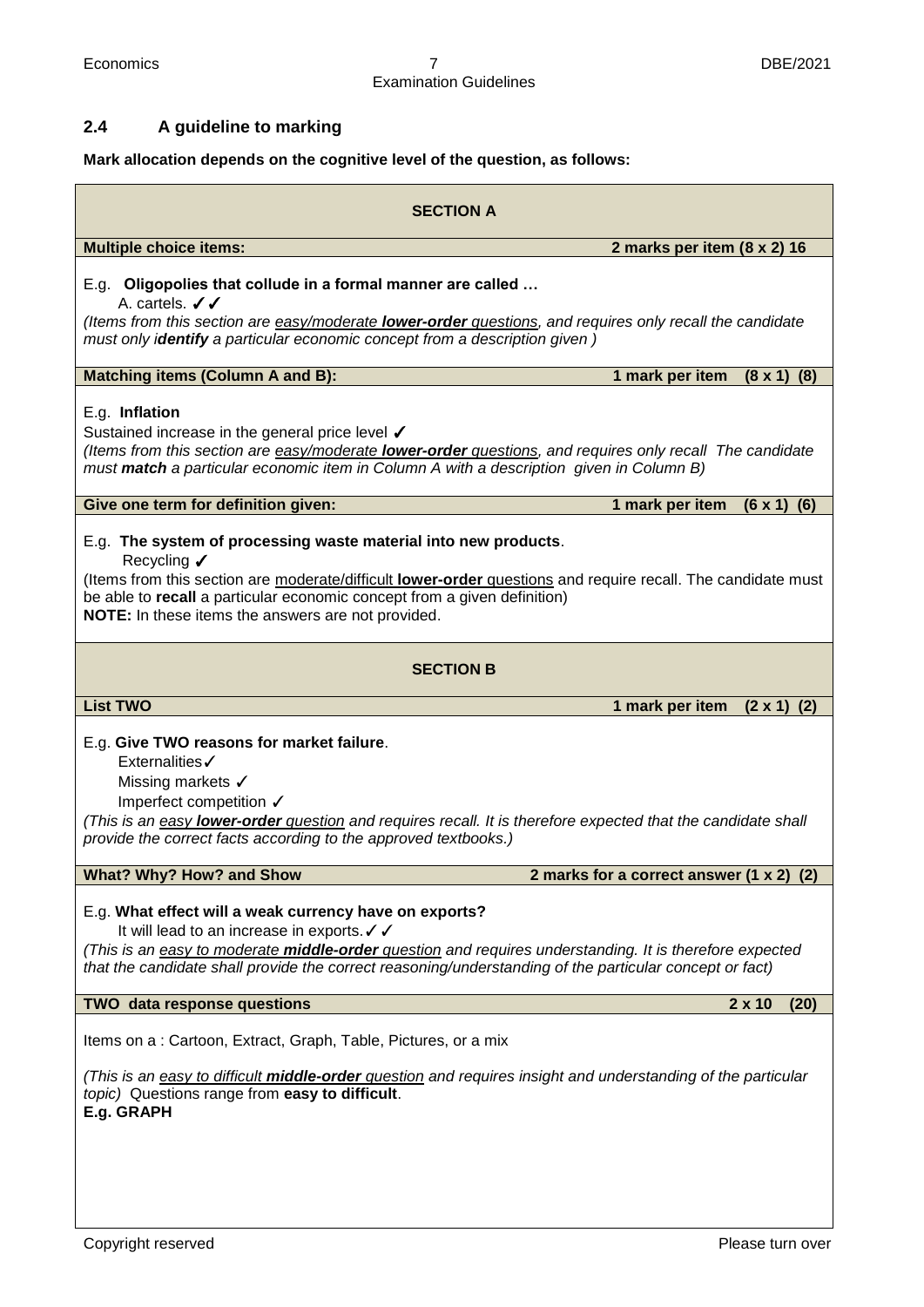## 2.4 A guideline to marking

**Mark allocation depends on the cognitive level of the question, as follows:**

### SECTION A

**Multiple choice items:** **2 marks per item (8 x 2) 16**

E.g. **Oligopolies that collude in a formal manner are called …**
A. cartels. ✓✓

*(Items from this section are easy/moderate **lower-order** questions, and requires only recall the candidate must only i**dentify** a particular economic concept from a description given )*

**Matching items (Column A and B):** **1 mark per item (8 x 1) (8)**

E.g. **Inflation**
Sustained increase in the general price level ✓

*(Items from this section are easy/moderate **lower-order** questions, and requires only recall The candidate must **match** a particular economic item in Column A with a description given in Column B)*

**Give one term for definition given:** **1 mark per item (6 x 1) (6)**

E.g. **The system of processing waste material into new products**.
Recycling ✓

(Items from this section are moderate/difficult **lower-order** questions and require recall. The candidate must be able to **recall** a particular economic concept from a given definition)
**NOTE:** In these items the answers are not provided.

### SECTION B

**List TWO** **1 mark per item (2 x 1) (2)**

E.g. **Give TWO reasons for market failure**.
Externalities✓
Missing markets ✓
Imperfect competition ✓

*(This is an easy **lower-order** question and requires recall. It is therefore expected that the candidate shall provide the correct facts according to the approved textbooks.)*

**What? Why? How? and Show** **2 marks for a correct answer (1 x 2) (2)**

E.g. **What effect will a weak currency have on exports?**
It will lead to an increase in exports.✓✓

*(This is an easy to moderate **middle-order** question and requires understanding. It is therefore expected that the candidate shall provide the correct reasoning/understanding of the particular concept or fact)*

**TWO data response questions** **2 x 10 (20)**

Items on a : Cartoon, Extract, Graph, Table, Pictures, or a mix

*(This is an easy to difficult **middle-order** question and requires insight and understanding of the particular topic)* Questions range from **easy to difficult**.
**E.g. GRAPH**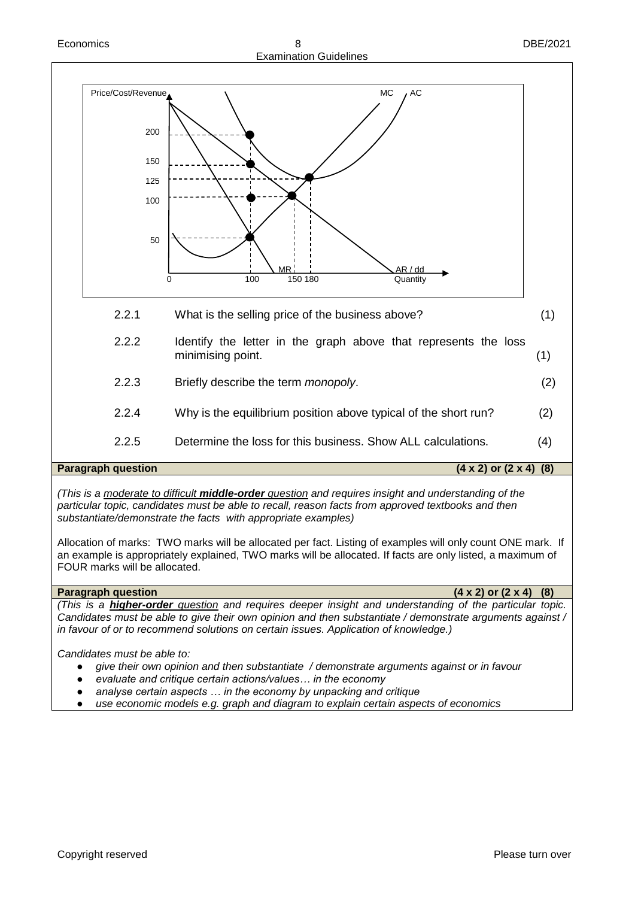2.2.1 What is the selling price of the business above? (1)

2.2.2 Identify the letter in the graph above that represents the loss minimising point. (1)

2.2.3 Briefly describe the term *monopoly*. (2)

2.2.4 Why is the equilibrium position above typical of the short run? (2)

2.2.5 Determine the loss for this business. Show ALL calculations. (4)

| **Paragraph question** | **(4 x 2) or (2 x 4) (8)** |
|---|---|

*(This is a moderate to difficult **middle-order** question and requires insight and understanding of the particular topic, candidates must be able to recall, reason facts from approved textbooks and then substantiate/demonstrate the facts with appropriate examples)*

Allocation of marks: TWO marks will be allocated per fact. Listing of examples will only count ONE mark. If an example is appropriately explained, TWO marks will be allocated. If facts are only listed, a maximum of FOUR marks will be allocated.

| **Paragraph question** | **(4 x 2) or (2 x 4) (8)** |
|---|---|

*(This is a **higher-order** question and requires deeper insight and understanding of the particular topic. Candidates must be able to give their own opinion and then substantiate / demonstrate arguments against / in favour of or to recommend solutions on certain issues. Application of knowledge.)*

*Candidates must be able to:*

- *give their own opinion and then substantiate / demonstrate arguments against or in favour*
- *evaluate and critique certain actions/values… in the economy*
- *analyse certain aspects … in the economy by unpacking and critique*
- *use economic models e.g. graph and diagram to explain certain aspects of economics*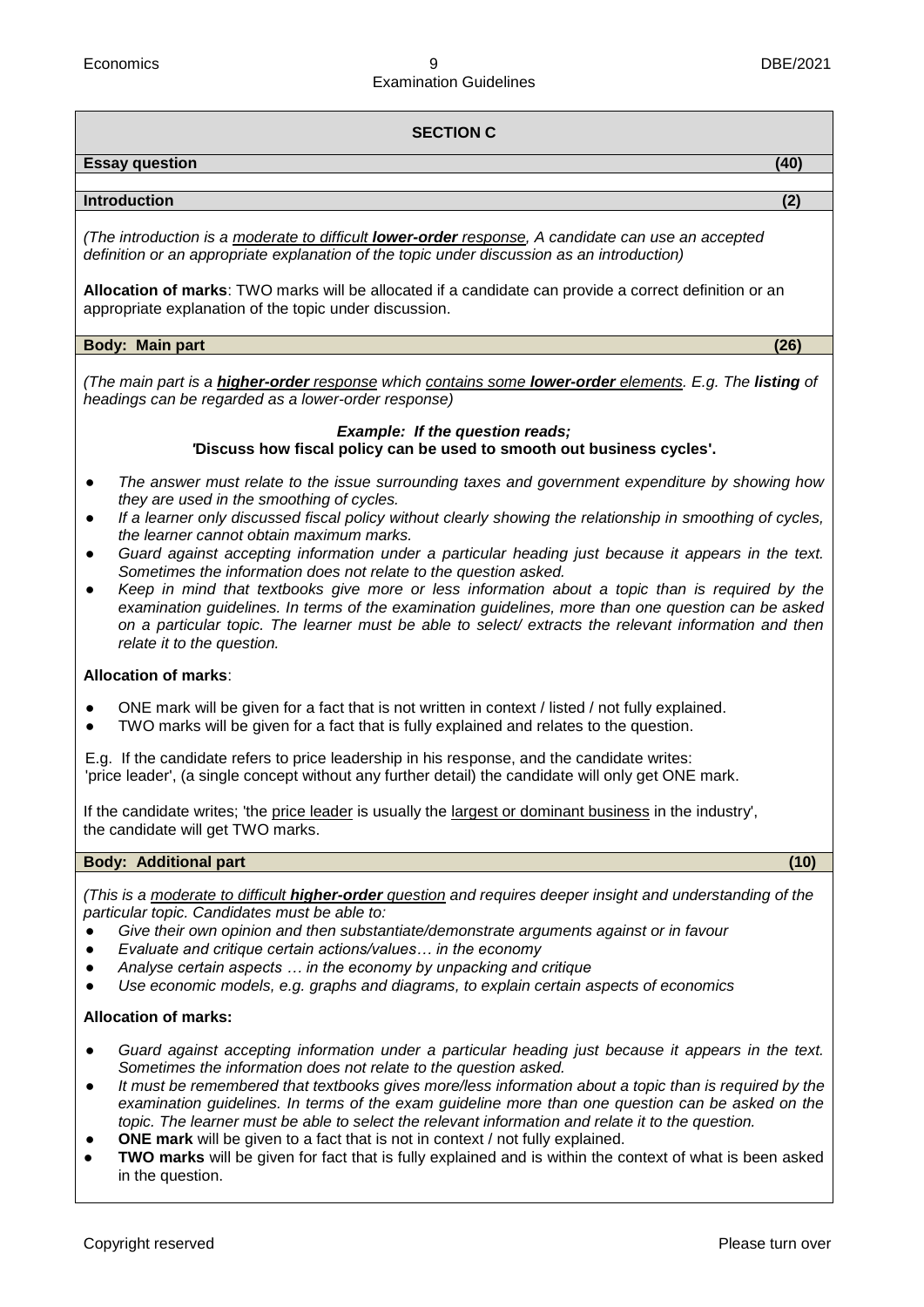## SECTION C

**Essay question (40)**

**Introduction (2)**

*(The introduction is a moderate to difficult **lower-order** response, A candidate can use an accepted definition or an appropriate explanation of the topic under discussion as an introduction)*

**Allocation of marks**: TWO marks will be allocated if a candidate can provide a correct definition or an appropriate explanation of the topic under discussion.

**Body: Main part (26)**

*(The main part is a **higher-order** response which contains some **lower-order** elements. E.g. The **listing** of headings can be regarded as a lower-order response)*

***Example: If the question reads;***
***'Discuss how fiscal policy can be used to smooth out business cycles'.***

- *The answer must relate to the issue surrounding taxes and government expenditure by showing how they are used in the smoothing of cycles.*
- *If a learner only discussed fiscal policy without clearly showing the relationship in smoothing of cycles, the learner cannot obtain maximum marks.*
- *Guard against accepting information under a particular heading just because it appears in the text. Sometimes the information does not relate to the question asked.*
- *Keep in mind that textbooks give more or less information about a topic than is required by the examination guidelines. In terms of the examination guidelines, more than one question can be asked on a particular topic. The learner must be able to select/ extracts the relevant information and then relate it to the question.*

**Allocation of marks**:

- ONE mark will be given for a fact that is not written in context / listed / not fully explained.
- TWO marks will be given for a fact that is fully explained and relates to the question.

E.g. If the candidate refers to price leadership in his response, and the candidate writes: 'price leader', (a single concept without any further detail) the candidate will only get ONE mark.

If the candidate writes; 'the price leader is usually the largest or dominant business in the industry', the candidate will get TWO marks.

**Body: Additional part (10)**

*(This is a moderate to difficult **higher-order** question and requires deeper insight and understanding of the particular topic. Candidates must be able to:*

- *Give their own opinion and then substantiate/demonstrate arguments against or in favour*
- *Evaluate and critique certain actions/values… in the economy*
- *Analyse certain aspects … in the economy by unpacking and critique*
- *Use economic models, e.g. graphs and diagrams, to explain certain aspects of economics*

**Allocation of marks:**

- *Guard against accepting information under a particular heading just because it appears in the text. Sometimes the information does not relate to the question asked.*
- *It must be remembered that textbooks gives more/less information about a topic than is required by the examination guidelines. In terms of the exam guideline more than one question can be asked on the topic. The learner must be able to select the relevant information and relate it to the question.*
- **ONE mark** will be given to a fact that is not in context / not fully explained.
- **TWO marks** will be given for fact that is fully explained and is within the context of what is been asked in the question.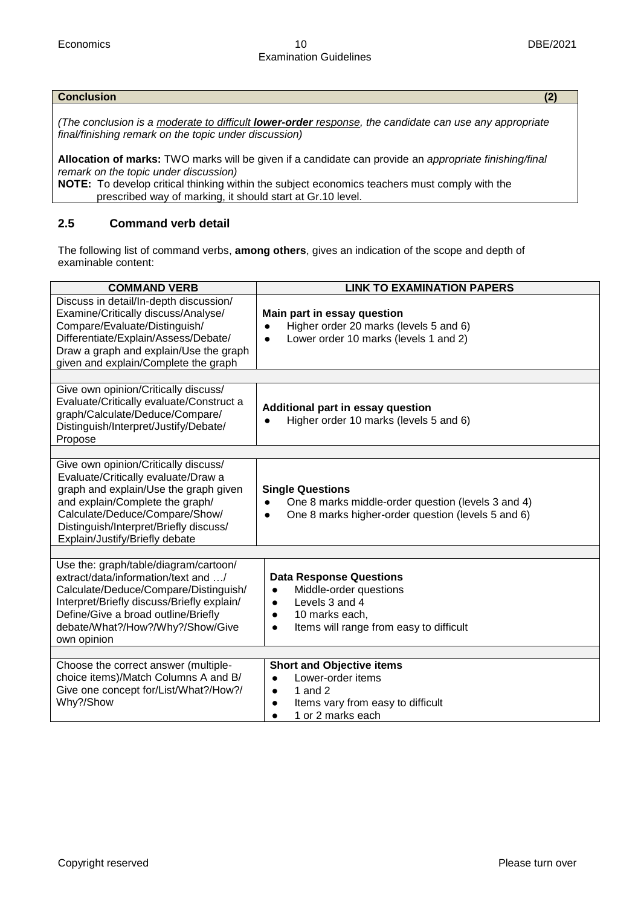| **Conclusion** | **(2)** |
|---|---|
| *(The conclusion is a <u>moderate to difficult **lower-order** response</u>, the candidate can use any appropriate final/finishing remark on the topic under discussion)*<br><br>**Allocation of marks:** TWO marks will be given if a candidate can provide an *appropriate finishing/final remark on the topic under discussion)*<br>**NOTE:** To develop critical thinking within the subject economics teachers must comply with the prescribed way of marking, it should start at Gr.10 level. | |

## 2.5 Command verb detail

The following list of command verbs, **among others**, gives an indication of the scope and depth of examinable content:

| **COMMAND VERB** | **LINK TO EXAMINATION PAPERS** |
|---|---|
| Discuss in detail/In-depth discussion/ Examine/Critically discuss/Analyse/ Compare/Evaluate/Distinguish/ Differentiate/Explain/Assess/Debate/ Draw a graph and explain/Use the graph given and explain/Complete the graph | **Main part in essay question**<br>● Higher order 20 marks (levels 5 and 6)<br>● Lower order 10 marks (levels 1 and 2) |
| Give own opinion/Critically discuss/ Evaluate/Critically evaluate/Construct a graph/Calculate/Deduce/Compare/ Distinguish/Interpret/Justify/Debate/ Propose | **Additional part in essay question**<br>● Higher order 10 marks (levels 5 and 6) |
| Give own opinion/Critically discuss/ Evaluate/Critically evaluate/Draw a graph and explain/Use the graph given and explain/Complete the graph/ Calculate/Deduce/Compare/Show/ Distinguish/Interpret/Briefly discuss/ Explain/Justify/Briefly debate | **Single Questions**<br>● One 8 marks middle-order question (levels 3 and 4)<br>● One 8 marks higher-order question (levels 5 and 6) |
| Use the: graph/table/diagram/cartoon/ extract/data/information/text and …/ Calculate/Deduce/Compare/Distinguish/ Interpret/Briefly discuss/Briefly explain/ Define/Give a broad outline/Briefly debate/What?/How?/Why?/Show/Give own opinion | **Data Response Questions**<br>● Middle-order questions<br>● Levels 3 and 4<br>● 10 marks each,<br>● Items will range from easy to difficult |
| Choose the correct answer (multiple-choice items)/Match Columns A and B/ Give one concept for/List/What?/How?/ Why?/Show | **Short and Objective items**<br>● Lower-order items<br>● 1 and 2<br>● Items vary from easy to difficult<br>● 1 or 2 marks each |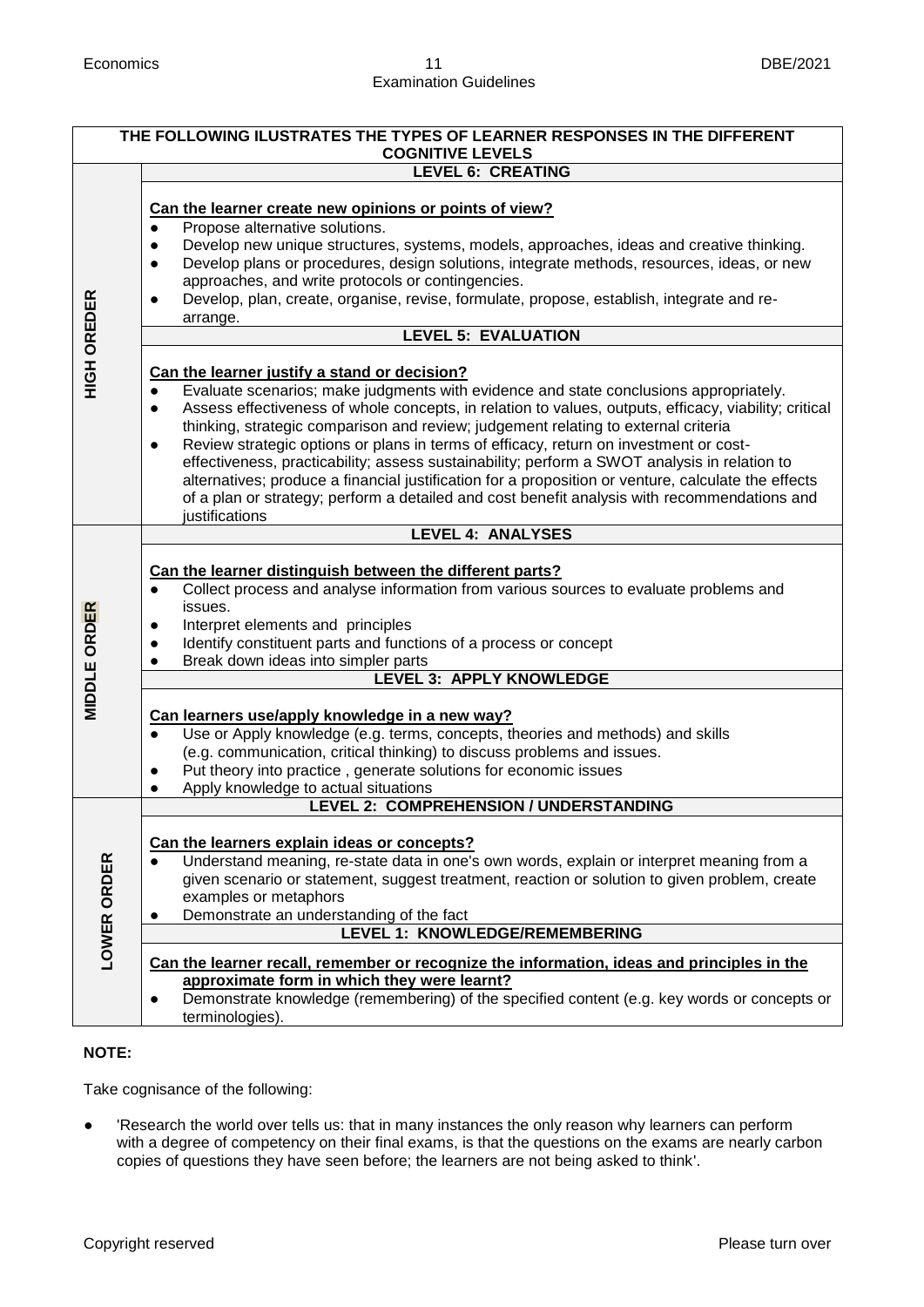| THE FOLLOWING ILUSTRATES THE TYPES OF LEARNER RESPONSES IN THE DIFFERENT COGNITIVE LEVELS | |
|---|---|
| **HIGH OREDER** | **LEVEL 6: CREATING**<br><br>**Can the learner create new opinions or points of view?**<br>● Propose alternative solutions.<br>● Develop new unique structures, systems, models, approaches, ideas and creative thinking.<br>● Develop plans or procedures, design solutions, integrate methods, resources, ideas, or new approaches, and write protocols or contingencies.<br>● Develop, plan, create, organise, revise, formulate, propose, establish, integrate and re-arrange. |
| | **LEVEL 5: EVALUATION**<br><br>**Can the learner justify a stand or decision?**<br>● Evaluate scenarios; make judgments with evidence and state conclusions appropriately.<br>● Assess effectiveness of whole concepts, in relation to values, outputs, efficacy, viability; critical thinking, strategic comparison and review; judgement relating to external criteria<br>● Review strategic options or plans in terms of efficacy, return on investment or cost-effectiveness, practicability; assess sustainability; perform a SWOT analysis in relation to alternatives; produce a financial justification for a proposition or venture, calculate the effects of a plan or strategy; perform a detailed and cost benefit analysis with recommendations and justifications |
| **MIDDLE ORDER** | **LEVEL 4: ANALYSES**<br><br>**Can the learner distinguish between the different parts?**<br>● Collect process and analyse information from various sources to evaluate problems and issues.<br>● Interpret elements and principles<br>● Identify constituent parts and functions of a process or concept<br>● Break down ideas into simpler parts |
| | **LEVEL 3: APPLY KNOWLEDGE**<br><br>**Can learners use/apply knowledge in a new way?**<br>● Use or Apply knowledge (e.g. terms, concepts, theories and methods) and skills (e.g. communication, critical thinking) to discuss problems and issues.<br>● Put theory into practice , generate solutions for economic issues<br>● Apply knowledge to actual situations |
| **LOWER ORDER** | **LEVEL 2: COMPREHENSION / UNDERSTANDING**<br><br>**Can the learners explain ideas or concepts?**<br>● Understand meaning, re-state data in one's own words, explain or interpret meaning from a given scenario or statement, suggest treatment, reaction or solution to given problem, create examples or metaphors<br>● Demonstrate an understanding of the fact |
| | **LEVEL 1: KNOWLEDGE/REMEMBERING**<br><br>**Can the learner recall, remember or recognize the information, ideas and principles in the approximate form in which they were learnt?**<br>● Demonstrate knowledge (remembering) of the specified content (e.g. key words or concepts or terminologies). |

**NOTE:**

Take cognisance of the following:

- 'Research the world over tells us: that in many instances the only reason why learners can perform with a degree of competency on their final exams, is that the questions on the exams are nearly carbon copies of questions they have seen before; the learners are not being asked to think'.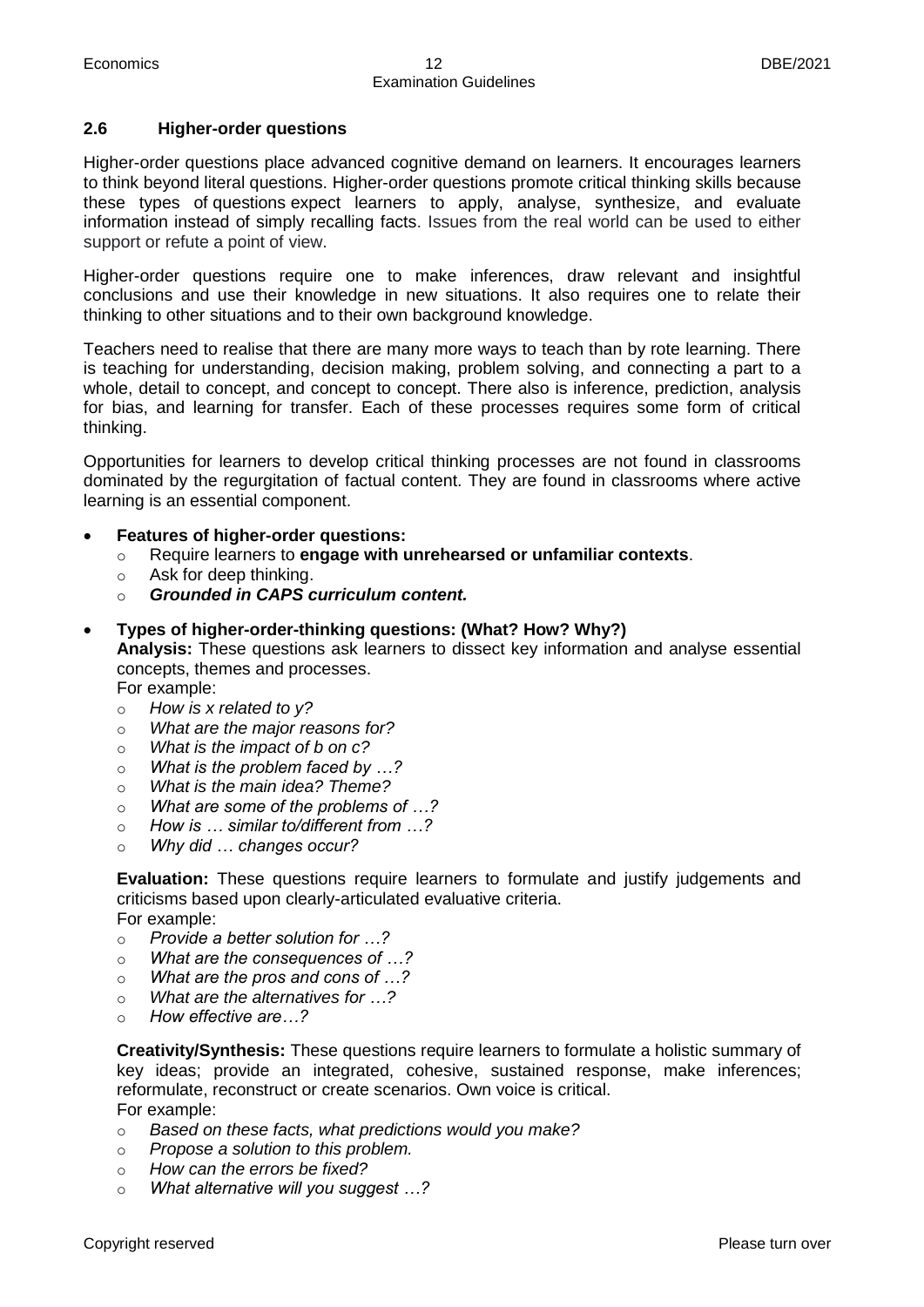## 2.6 Higher-order questions

Higher-order questions place advanced cognitive demand on learners. It encourages learners to think beyond literal questions. Higher-order questions promote critical thinking skills because these types of questions expect learners to apply, analyse, synthesize, and evaluate information instead of simply recalling facts. Issues from the real world can be used to either support or refute a point of view.

Higher-order questions require one to make inferences, draw relevant and insightful conclusions and use their knowledge in new situations. It also requires one to relate their thinking to other situations and to their own background knowledge.

Teachers need to realise that there are many more ways to teach than by rote learning. There is teaching for understanding, decision making, problem solving, and connecting a part to a whole, detail to concept, and concept to concept. There also is inference, prediction, analysis for bias, and learning for transfer. Each of these processes requires some form of critical thinking.

Opportunities for learners to develop critical thinking processes are not found in classrooms dominated by the regurgitation of factual content. They are found in classrooms where active learning is an essential component.

- **Features of higher-order questions:**
  - Require learners to **engage with unrehearsed or unfamiliar contexts**.
  - Ask for deep thinking.
  - ***Grounded in CAPS curriculum content.***

- **Types of higher-order-thinking questions: (What? How? Why?)**

  **Analysis:** These questions ask learners to dissect key information and analyse essential concepts, themes and processes.
  For example:
  - *How is x related to y?*
  - *What are the major reasons for?*
  - *What is the impact of b on c?*
  - *What is the problem faced by …?*
  - *What is the main idea? Theme?*
  - *What are some of the problems of …?*
  - *How is … similar to/different from …?*
  - *Why did … changes occur?*

  **Evaluation:** These questions require learners to formulate and justify judgements and criticisms based upon clearly-articulated evaluative criteria.
  For example:
  - *Provide a better solution for …?*
  - *What are the consequences of …?*
  - *What are the pros and cons of …?*
  - *What are the alternatives for …?*
  - *How effective are…?*

  **Creativity/Synthesis:** These questions require learners to formulate a holistic summary of key ideas; provide an integrated, cohesive, sustained response, make inferences; reformulate, reconstruct or create scenarios. Own voice is critical.
  For example:
  - *Based on these facts, what predictions would you make?*
  - *Propose a solution to this problem.*
  - *How can the errors be fixed?*
  - *What alternative will you suggest …?*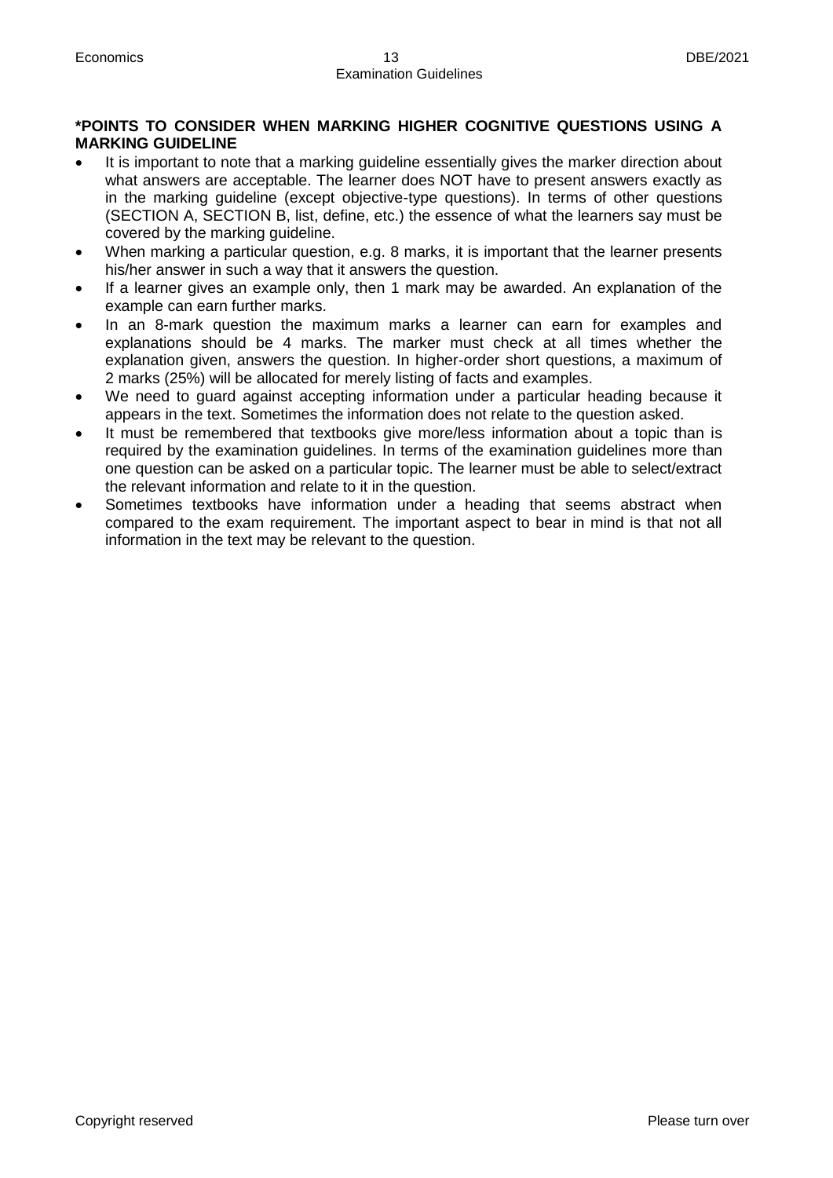**\*POINTS TO CONSIDER WHEN MARKING HIGHER COGNITIVE QUESTIONS USING A MARKING GUIDELINE**

- It is important to note that a marking guideline essentially gives the marker direction about what answers are acceptable. The learner does NOT have to present answers exactly as in the marking guideline (except objective-type questions). In terms of other questions (SECTION A, SECTION B, list, define, etc.) the essence of what the learners say must be covered by the marking guideline.
- When marking a particular question, e.g. 8 marks, it is important that the learner presents his/her answer in such a way that it answers the question.
- If a learner gives an example only, then 1 mark may be awarded. An explanation of the example can earn further marks.
- In an 8-mark question the maximum marks a learner can earn for examples and explanations should be 4 marks. The marker must check at all times whether the explanation given, answers the question. In higher-order short questions, a maximum of 2 marks (25%) will be allocated for merely listing of facts and examples.
- We need to guard against accepting information under a particular heading because it appears in the text. Sometimes the information does not relate to the question asked.
- It must be remembered that textbooks give more/less information about a topic than is required by the examination guidelines. In terms of the examination guidelines more than one question can be asked on a particular topic. The learner must be able to select/extract the relevant information and relate to it in the question.
- Sometimes textbooks have information under a heading that seems abstract when compared to the exam requirement. The important aspect to bear in mind is that not all information in the text may be relevant to the question.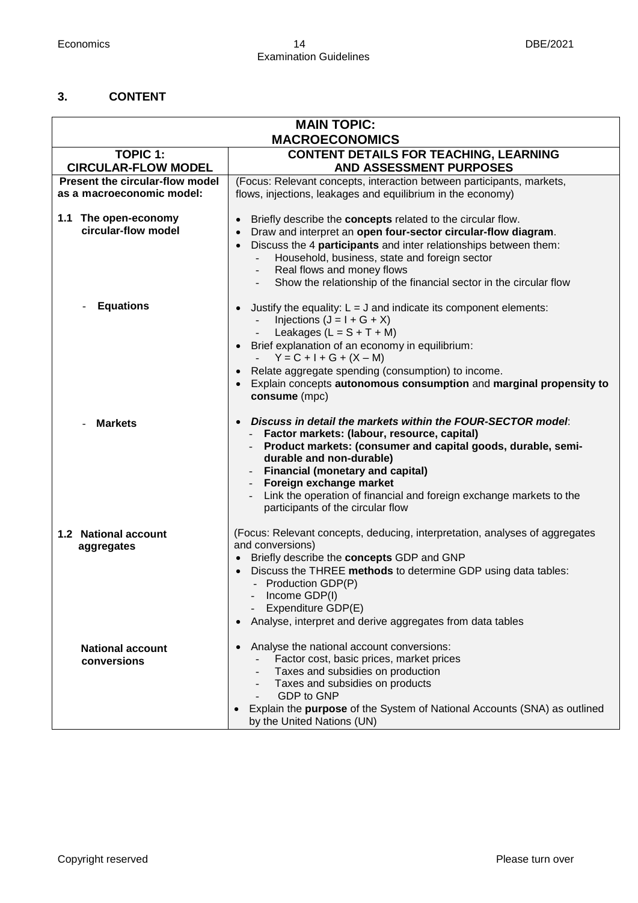## 3. CONTENT

| MAIN TOPIC: MACROECONOMICS | |
|---|---|
| **TOPIC 1: CIRCULAR-FLOW MODEL** | **CONTENT DETAILS FOR TEACHING, LEARNING AND ASSESSMENT PURPOSES** |
| **Present the circular-flow model as a macroeconomic model:** | (Focus: Relevant concepts, interaction between participants, markets, flows, injections, leakages and equilibrium in the economy) |
| **1.1 The open-economy circular-flow model** | • Briefly describe the **concepts** related to the circular flow.<br>• Draw and interpret an **open four-sector circular-flow diagram**.<br>• Discuss the 4 **participants** and inter relationships between them:<br>  - Household, business, state and foreign sector<br>  - Real flows and money flows<br>  - Show the relationship of the financial sector in the circular flow |
| - **Equations** | • Justify the equality: $L = J$ and indicate its component elements:<br>  - Injections ($J = I + G + X$)<br>  - Leakages ($L = S + T + M$)<br>• Brief explanation of an economy in equilibrium:<br>  - $Y = C + I + G + (X – M)$<br>• Relate aggregate spending (consumption) to income.<br>• Explain concepts **autonomous consumption** and **marginal propensity to consume** (mpc) |
| - **Markets** | • ***Discuss in detail the markets within the FOUR-SECTOR model***:<br>  - **Factor markets: (labour, resource, capital)**<br>  - **Product markets: (consumer and capital goods, durable, semi-durable and non-durable)**<br>  - **Financial (monetary and capital)**<br>  - **Foreign exchange market**<br>  - Link the operation of financial and foreign exchange markets to the participants of the circular flow |
| **1.2 National account aggregates** | (Focus: Relevant concepts, deducing, interpretation, analyses of aggregates and conversions)<br>• Briefly describe the **concepts** GDP and GNP<br>• Discuss the THREE **methods** to determine GDP using data tables:<br>  - Production GDP(P)<br>  - Income GDP(I)<br>  - Expenditure GDP(E)<br>• Analyse, interpret and derive aggregates from data tables |
| **National account conversions** | • Analyse the national account conversions:<br>  - Factor cost, basic prices, market prices<br>  - Taxes and subsidies on production<br>  - Taxes and subsidies on products<br>  - GDP to GNP<br>• Explain the **purpose** of the System of National Accounts (SNA) as outlined by the United Nations (UN) |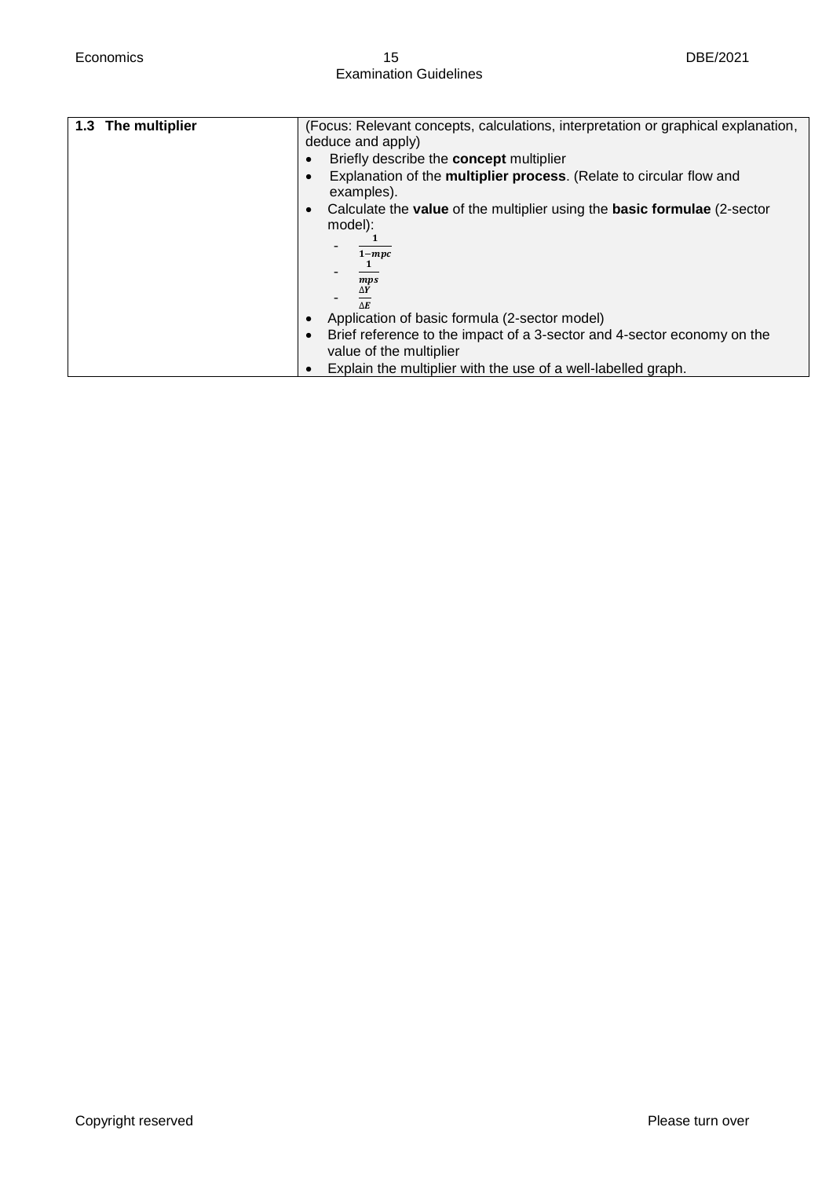| 1.3 The multiplier | (Focus: Relevant concepts, calculations, interpretation or graphical explanation, deduce and apply)<br>• Briefly describe the **concept** multiplier<br>• Explanation of the **multiplier process**. (Relate to circular flow and examples).<br>• Calculate the **value** of the multiplier using the **basic formulae** (2-sector model):<br>- $\frac{1}{1-mpc}$<br>- $\frac{1}{mps}$<br>- $\frac{\Delta Y}{\Delta E}$<br>• Application of basic formula (2-sector model)<br>• Brief reference to the impact of a 3-sector and 4-sector economy on the value of the multiplier<br>• Explain the multiplier with the use of a well-labelled graph. |
|---|---|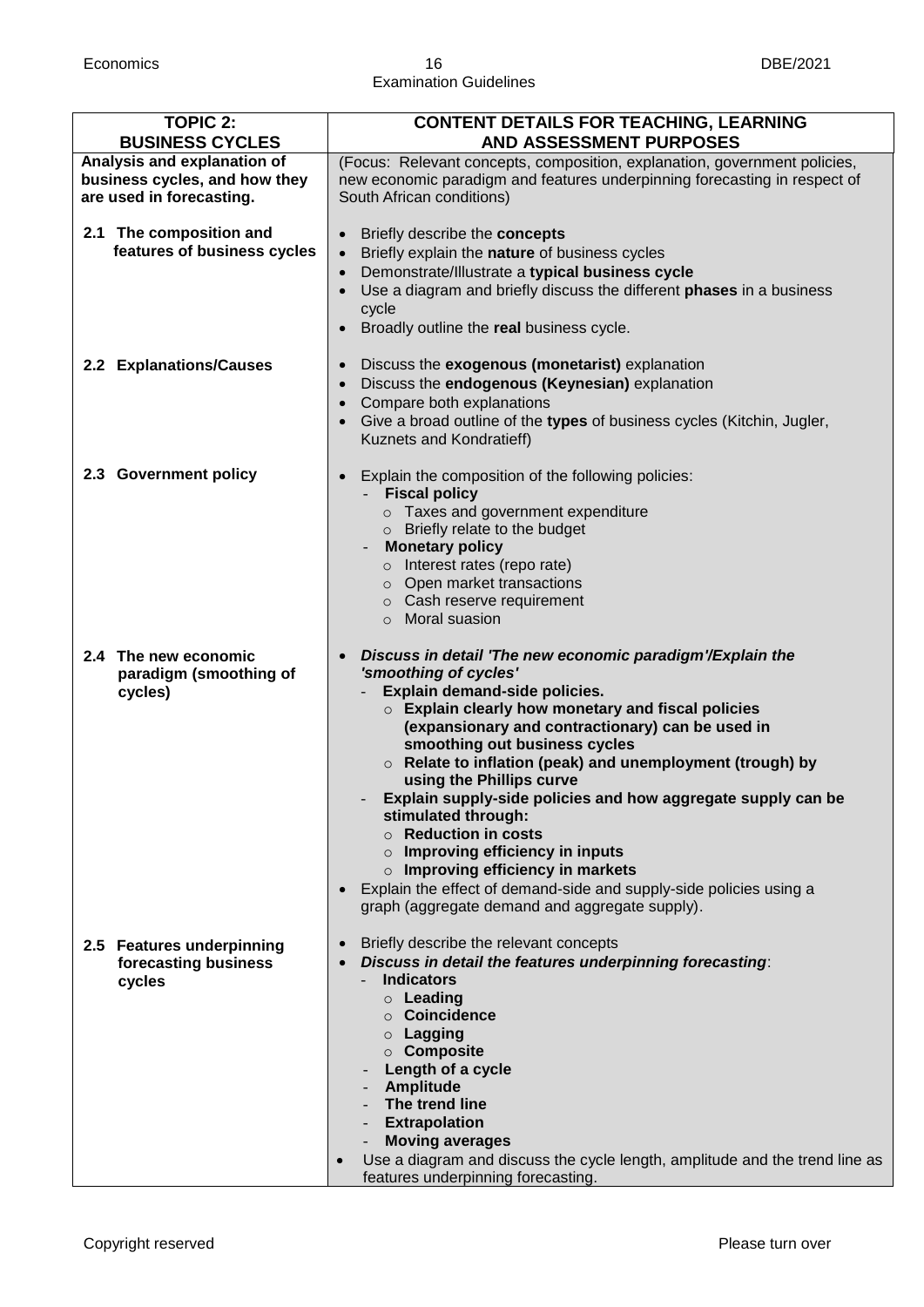| **TOPIC 2: BUSINESS CYCLES** | **CONTENT DETAILS FOR TEACHING, LEARNING AND ASSESSMENT PURPOSES** |
|---|---|
| **Analysis and explanation of business cycles, and how they are used in forecasting.** | (Focus: Relevant concepts, composition, explanation, government policies, new economic paradigm and features underpinning forecasting in respect of South African conditions) |
| **2.1 The composition and features of business cycles** | • Briefly describe the **concepts**<br>• Briefly explain the **nature** of business cycles<br>• Demonstrate/Illustrate a **typical business cycle**<br>• Use a diagram and briefly discuss the different **phases** in a business cycle<br>• Broadly outline the **real** business cycle. |
| **2.2 Explanations/Causes** | • Discuss the **exogenous (monetarist)** explanation<br>• Discuss the **endogenous (Keynesian)** explanation<br>• Compare both explanations<br>• Give a broad outline of the **types** of business cycles (Kitchin, Jugler, Kuznets and Kondratieff) |
| **2.3 Government policy** | • Explain the composition of the following policies:<br>  - **Fiscal policy**<br>    ○ Taxes and government expenditure<br>    ○ Briefly relate to the budget<br>  - **Monetary policy**<br>    ○ Interest rates (repo rate)<br>    ○ Open market transactions<br>    ○ Cash reserve requirement<br>    ○ Moral suasion |
| **2.4 The new economic paradigm (smoothing of cycles)** | • ***Discuss in detail 'The new economic paradigm'/Explain the 'smoothing of cycles'***<br>  - **Explain demand-side policies.**<br>    ○ **Explain clearly how monetary and fiscal policies (expansionary and contractionary) can be used in smoothing out business cycles**<br>    ○ **Relate to inflation (peak) and unemployment (trough) by using the Phillips curve**<br>  - **Explain supply-side policies and how aggregate supply can be stimulated through:**<br>    ○ **Reduction in costs**<br>    ○ **Improving efficiency in inputs**<br>    ○ **Improving efficiency in markets**<br>• Explain the effect of demand-side and supply-side policies using a graph (aggregate demand and aggregate supply). |
| **2.5 Features underpinning forecasting business cycles** | • Briefly describe the relevant concepts<br>• ***Discuss in detail the features underpinning forecasting***:<br>  - **Indicators**<br>    ○ **Leading**<br>    ○ **Coincidence**<br>    ○ **Lagging**<br>    ○ **Composite**<br>  - **Length of a cycle**<br>  - **Amplitude**<br>  - **The trend line**<br>  - **Extrapolation**<br>  - **Moving averages**<br>• Use a diagram and discuss the cycle length, amplitude and the trend line as features underpinning forecasting. |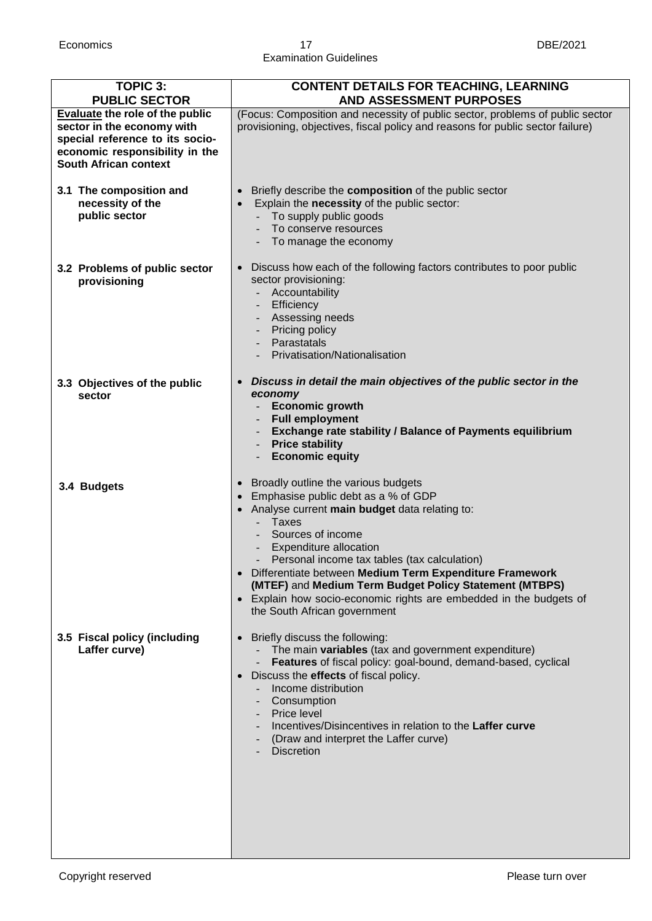| **TOPIC 3: PUBLIC SECTOR** | **CONTENT DETAILS FOR TEACHING, LEARNING AND ASSESSMENT PURPOSES** |
|---|---|
| **<u>Evaluate</u> the role of the public sector in the economy with special reference to its socio-economic responsibility in the South African context** | (Focus: Composition and necessity of public sector, problems of public sector provisioning, objectives, fiscal policy and reasons for public sector failure) |
| **3.1 The composition and necessity of the public sector** | • Briefly describe the **composition** of the public sector<br>• Explain the **necessity** of the public sector:<br>- To supply public goods<br>- To conserve resources<br>- To manage the economy |
| **3.2 Problems of public sector provisioning** | • Discuss how each of the following factors contributes to poor public sector provisioning:<br>- Accountability<br>- Efficiency<br>- Assessing needs<br>- Pricing policy<br>- Parastatals<br>- Privatisation/Nationalisation |
| **3.3 Objectives of the public sector** | • ***Discuss in detail the main objectives of the public sector in the economy***<br>- **Economic growth**<br>- **Full employment**<br>- **Exchange rate stability / Balance of Payments equilibrium**<br>- **Price stability**<br>- **Economic equity** |
| **3.4 Budgets** | • Broadly outline the various budgets<br>• Emphasise public debt as a % of GDP<br>• Analyse current **main budget** data relating to:<br>- Taxes<br>- Sources of income<br>- Expenditure allocation<br>- Personal income tax tables (tax calculation)<br>• Differentiate between **Medium Term Expenditure Framework (MTEF)** and **Medium Term Budget Policy Statement (MTBPS)**<br>• Explain how socio-economic rights are embedded in the budgets of the South African government |
| **3.5 Fiscal policy (including Laffer curve)** | • Briefly discuss the following:<br>- The main **variables** (tax and government expenditure)<br>- **Features** of fiscal policy: goal-bound, demand-based, cyclical<br>• Discuss the **effects** of fiscal policy.<br>- Income distribution<br>- Consumption<br>- Price level<br>- Incentives/Disincentives in relation to the **Laffer curve**<br>- (Draw and interpret the Laffer curve)<br>- Discretion |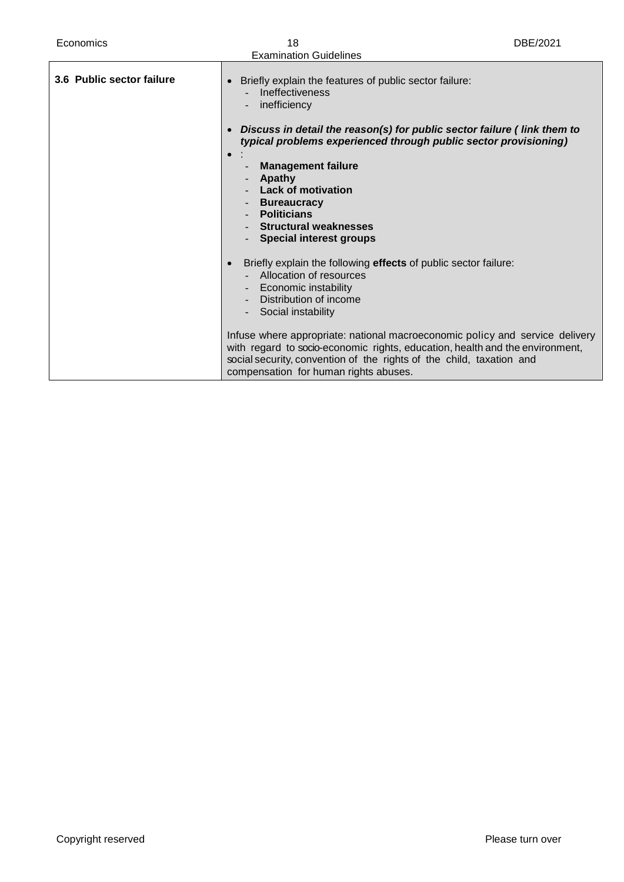| 3.6 Public sector failure | |
|---|---|
| **3.6 Public sector failure** | • Briefly explain the features of public sector failure:<br>- Ineffectiveness<br>- inefficiency<br><br>• ***Discuss in detail the reason(s) for public sector failure ( link them to typical problems experienced through public sector provisioning)***<br>• :<br>- **Management failure**<br>- **Apathy**<br>- **Lack of motivation**<br>- **Bureaucracy**<br>- **Politicians**<br>- **Structural weaknesses**<br>- **Special interest groups**<br><br>• Briefly explain the following **effects** of public sector failure:<br>- Allocation of resources<br>- Economic instability<br>- Distribution of income<br>- Social instability<br><br>Infuse where appropriate: national macroeconomic policy and service delivery with regard to socio-economic rights, education, health and the environment, social security, convention of the rights of the child, taxation and compensation for human rights abuses. |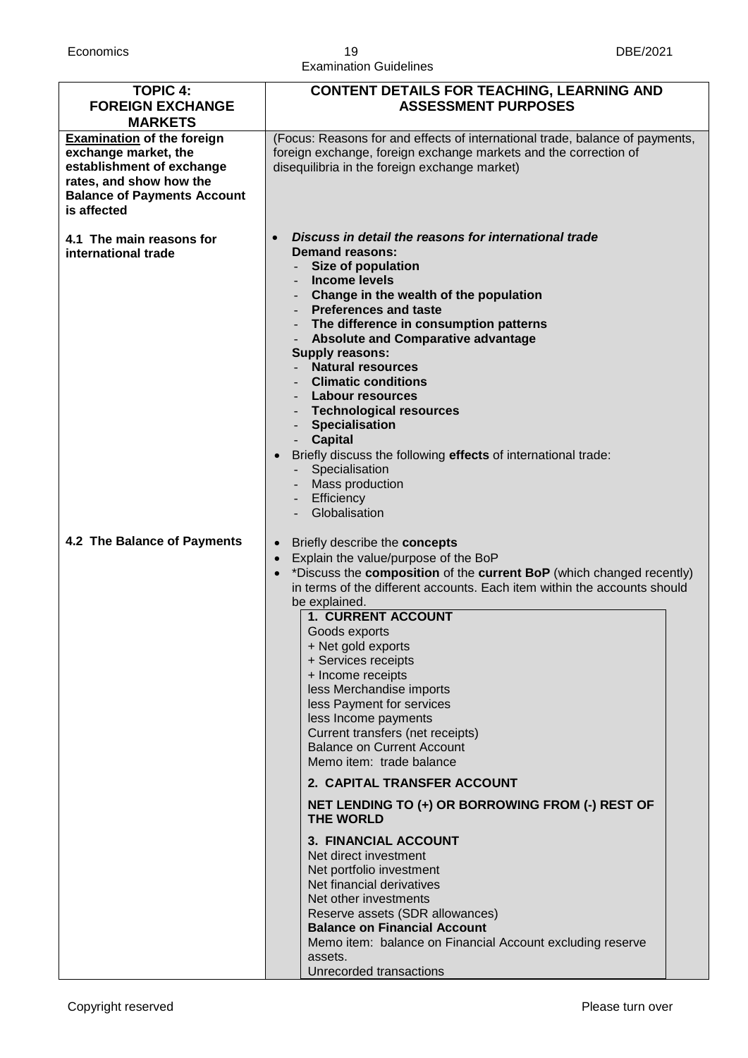| **TOPIC 4: FOREIGN EXCHANGE MARKETS** | **CONTENT DETAILS FOR TEACHING, LEARNING AND ASSESSMENT PURPOSES** |
|---|---|
| **Examination of the foreign exchange market, the establishment of exchange rates, and show how the Balance of Payments Account is affected** | (Focus: Reasons for and effects of international trade, balance of payments, foreign exchange, foreign exchange markets and the correction of disequilibria in the foreign exchange market) |
| **4.1 The main reasons for international trade** | • ***Discuss in detail the reasons for international trade***<br>**Demand reasons:**<br>- **Size of population**<br>- **Income levels**<br>- **Change in the wealth of the population**<br>- **Preferences and taste**<br>- **The difference in consumption patterns**<br>- **Absolute and Comparative advantage**<br>**Supply reasons:**<br>- **Natural resources**<br>- **Climatic conditions**<br>- **Labour resources**<br>- **Technological resources**<br>- **Specialisation**<br>- **Capital**<br>• Briefly discuss the following **effects** of international trade:<br>- Specialisation<br>- Mass production<br>- Efficiency<br>- Globalisation |
| **4.2 The Balance of Payments** | • Briefly describe the **concepts**<br>• Explain the value/purpose of the BoP<br>• *Discuss the **composition** of the **current BoP** (which changed recently) in terms of the different accounts. Each item within the accounts should be explained.<br>**1. CURRENT ACCOUNT**<br>Goods exports<br>+ Net gold exports<br>+ Services receipts<br>+ Income receipts<br>less Merchandise imports<br>less Payment for services<br>less Income payments<br>Current transfers (net receipts)<br>Balance on Current Account<br>Memo item: trade balance<br>**2. CAPITAL TRANSFER ACCOUNT**<br>**NET LENDING TO (+) OR BORROWING FROM (-) REST OF THE WORLD**<br>**3. FINANCIAL ACCOUNT**<br>Net direct investment<br>Net portfolio investment<br>Net financial derivatives<br>Net other investments<br>Reserve assets (SDR allowances)<br>**Balance on Financial Account**<br>Memo item: balance on Financial Account excluding reserve assets.<br>Unrecorded transactions |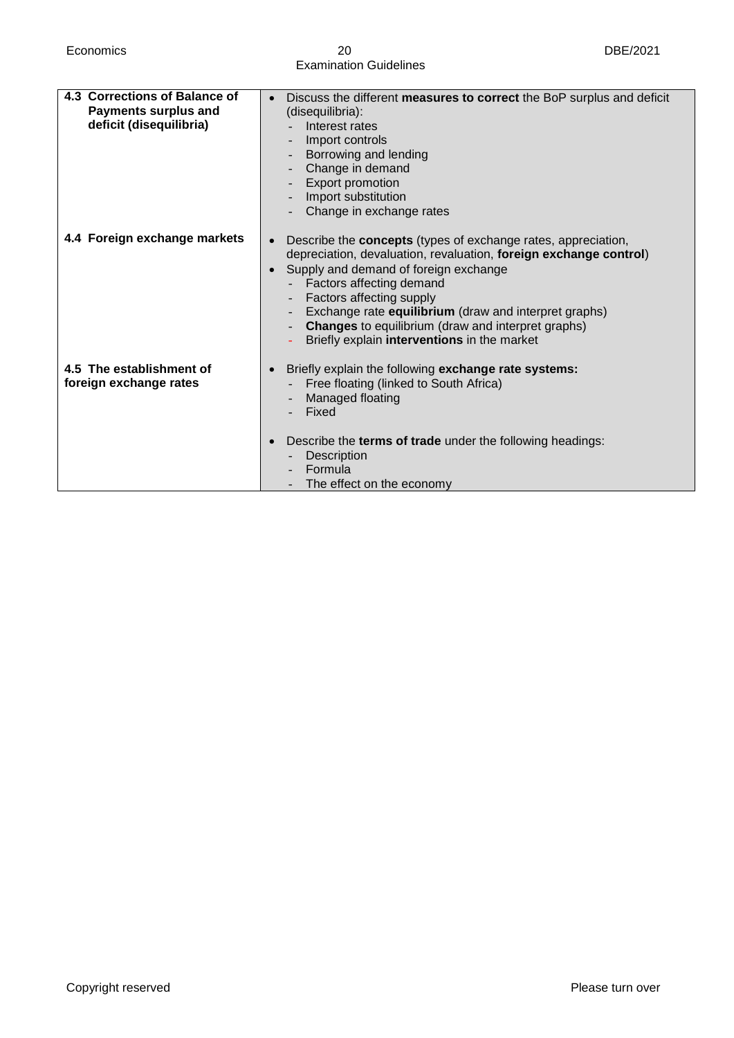| | |
|---|---|
| **4.3 Corrections of Balance of Payments surplus and deficit (disequilibria)** | • Discuss the different **measures to correct** the BoP surplus and deficit (disequilibria):<br>- Interest rates<br>- Import controls<br>- Borrowing and lending<br>- Change in demand<br>- Export promotion<br>- Import substitution<br>- Change in exchange rates |
| **4.4 Foreign exchange markets** | • Describe the **concepts** (types of exchange rates, appreciation, depreciation, devaluation, revaluation, **foreign exchange control**)<br>• Supply and demand of foreign exchange<br>- Factors affecting demand<br>- Factors affecting supply<br>- Exchange rate **equilibrium** (draw and interpret graphs)<br>- **Changes** to equilibrium (draw and interpret graphs)<br>- Briefly explain **interventions** in the market |
| **4.5 The establishment of foreign exchange rates** | • Briefly explain the following **exchange rate systems:**<br>- Free floating (linked to South Africa)<br>- Managed floating<br>- Fixed<br><br>• Describe the **terms of trade** under the following headings:<br>- Description<br>- Formula<br>- The effect on the economy |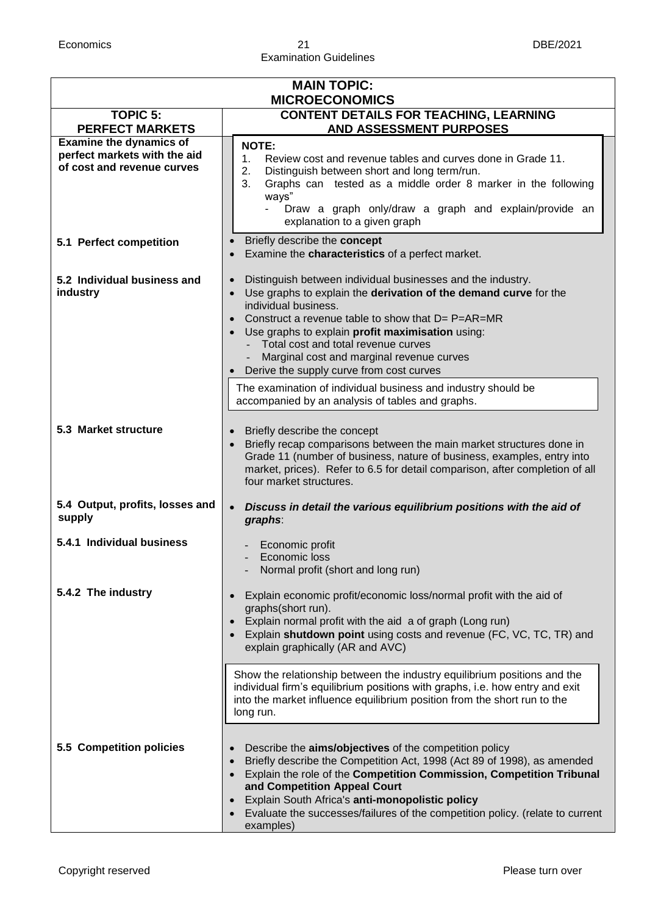| MAIN TOPIC: MICROECONOMICS | |
|---|---|
| **TOPIC 5: PERFECT MARKETS** | **CONTENT DETAILS FOR TEACHING, LEARNING AND ASSESSMENT PURPOSES** |
| **Examine the dynamics of perfect markets with the aid of cost and revenue curves** | **NOTE:**<br>1. Review cost and revenue tables and curves done in Grade 11.<br>2. Distinguish between short and long term/run.<br>3. Graphs can tested as a middle order 8 marker in the following ways"<br>- Draw a graph only/draw a graph and explain/provide an explanation to a given graph |
| **5.1 Perfect competition** | • Briefly describe the **concept**<br>• Examine the **characteristics** of a perfect market. |
| **5.2 Individual business and industry** | • Distinguish between individual businesses and the industry.<br>• Use graphs to explain the **derivation of the demand curve** for the individual business.<br>• Construct a revenue table to show that D= P=AR=MR<br>• Use graphs to explain **profit maximisation** using:<br>- Total cost and total revenue curves<br>- Marginal cost and marginal revenue curves<br>• Derive the supply curve from cost curves<br><br>The examination of individual business and industry should be accompanied by an analysis of tables and graphs. |
| **5.3 Market structure** | • Briefly describe the concept<br>• Briefly recap comparisons between the main market structures done in Grade 11 (number of business, nature of business, examples, entry into market, prices). Refer to 6.5 for detail comparison, after completion of all four market structures. |
| **5.4 Output, profits, losses and supply** | • ***Discuss in detail the various equilibrium positions with the aid of graphs***: |
| **5.4.1 Individual business** | - Economic profit<br>- Economic loss<br>- Normal profit (short and long run) |
| **5.4.2 The industry** | • Explain economic profit/economic loss/normal profit with the aid of graphs(short run).<br>• Explain normal profit with the aid a of graph (Long run)<br>• Explain **shutdown point** using costs and revenue (FC, VC, TC, TR) and explain graphically (AR and AVC)<br><br>Show the relationship between the industry equilibrium positions and the individual firm's equilibrium positions with graphs, i.e. how entry and exit into the market influence equilibrium position from the short run to the long run. |
| **5.5 Competition policies** | • Describe the **aims/objectives** of the competition policy<br>• Briefly describe the Competition Act, 1998 (Act 89 of 1998), as amended<br>• Explain the role of the **Competition Commission, Competition Tribunal and Competition Appeal Court**<br>• Explain South Africa's **anti-monopolistic policy**<br>• Evaluate the successes/failures of the competition policy. (relate to current examples) |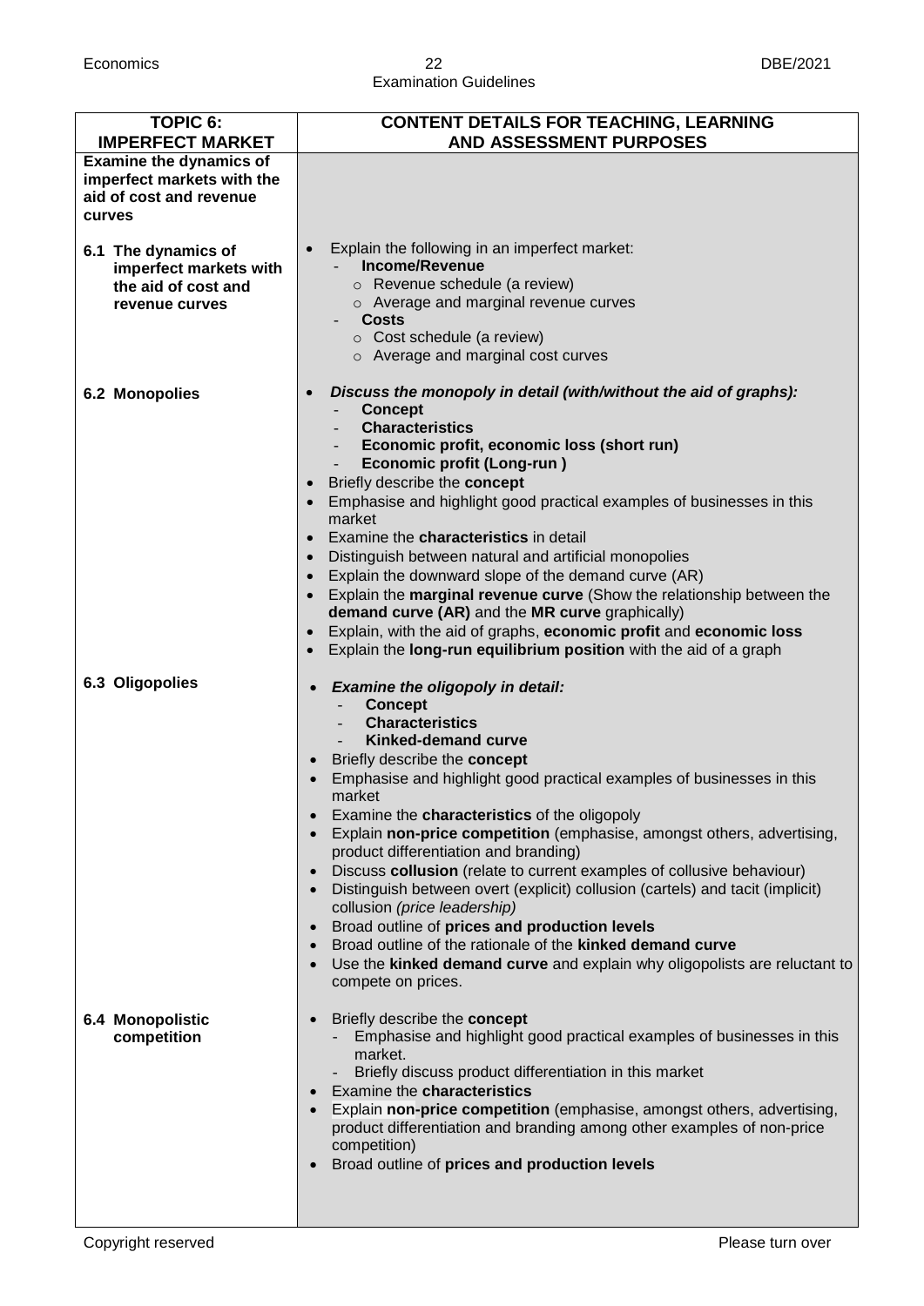| **TOPIC 6: IMPERFECT MARKET** | **CONTENT DETAILS FOR TEACHING, LEARNING AND ASSESSMENT PURPOSES** |
|---|---|
| **Examine the dynamics of imperfect markets with the aid of cost and revenue curves** | |
| **6.1 The dynamics of imperfect markets with the aid of cost and revenue curves** | • Explain the following in an imperfect market:<br>- **Income/Revenue**<br>  o Revenue schedule (a review)<br>  o Average and marginal revenue curves<br>- **Costs**<br>  o Cost schedule (a review)<br>  o Average and marginal cost curves |
| **6.2 Monopolies** | • ***Discuss the monopoly in detail (with/without the aid of graphs):***<br>- **Concept**<br>- **Characteristics**<br>- **Economic profit, economic loss (short run)**<br>- **Economic profit (Long-run )**<br>• Briefly describe the **concept**<br>• Emphasise and highlight good practical examples of businesses in this market<br>• Examine the **characteristics** in detail<br>• Distinguish between natural and artificial monopolies<br>• Explain the downward slope of the demand curve (AR)<br>• Explain the **marginal revenue curve** (Show the relationship between the **demand curve (AR)** and the **MR curve** graphically)<br>• Explain, with the aid of graphs, **economic profit** and **economic loss**<br>• Explain the **long-run equilibrium position** with the aid of a graph |
| **6.3 Oligopolies** | • ***Examine the oligopoly in detail:***<br>- **Concept**<br>- **Characteristics**<br>- **Kinked-demand curve**<br>• Briefly describe the **concept**<br>• Emphasise and highlight good practical examples of businesses in this market<br>• Examine the **characteristics** of the oligopoly<br>• Explain **non-price competition** (emphasise, amongst others, advertising, product differentiation and branding)<br>• Discuss **collusion** (relate to current examples of collusive behaviour)<br>• Distinguish between overt (explicit) collusion (cartels) and tacit (implicit) collusion *(price leadership)*<br>• Broad outline of **prices and production levels**<br>• Broad outline of the rationale of the **kinked demand curve**<br>• Use the **kinked demand curve** and explain why oligopolists are reluctant to compete on prices. |
| **6.4 Monopolistic competition** | • Briefly describe the **concept**<br>- Emphasise and highlight good practical examples of businesses in this market.<br>- Briefly discuss product differentiation in this market<br>• Examine the **characteristics**<br>• Explain **non-price competition** (emphasise, amongst others, advertising, product differentiation and branding among other examples of non-price competition)<br>• Broad outline of **prices and production levels** |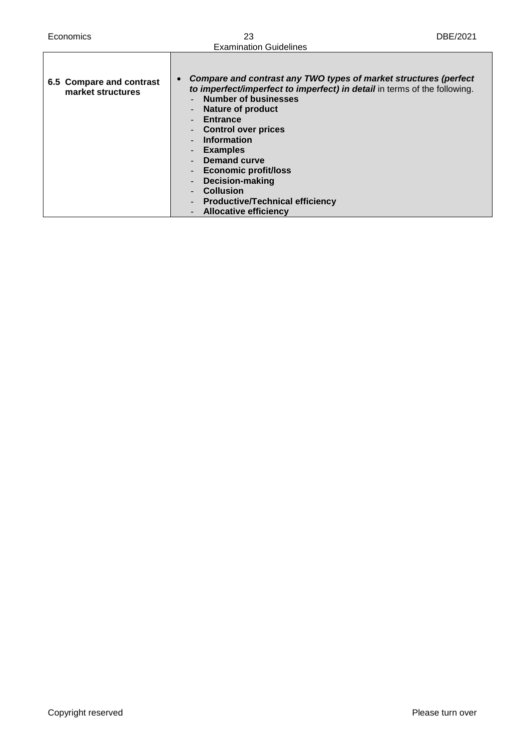| | |
|---|---|
| **6.5 Compare and contrast market structures** | • ***Compare and contrast any TWO types of market structures (perfect to imperfect/imperfect to imperfect) in detail*** in terms of the following.<br>- **Number of businesses**<br>- **Nature of product**<br>- **Entrance**<br>- **Control over prices**<br>- **Information**<br>- **Examples**<br>- **Demand curve**<br>- **Economic profit/loss**<br>- **Decision-making**<br>- **Collusion**<br>- **Productive/Technical efficiency**<br>- **Allocative efficiency** |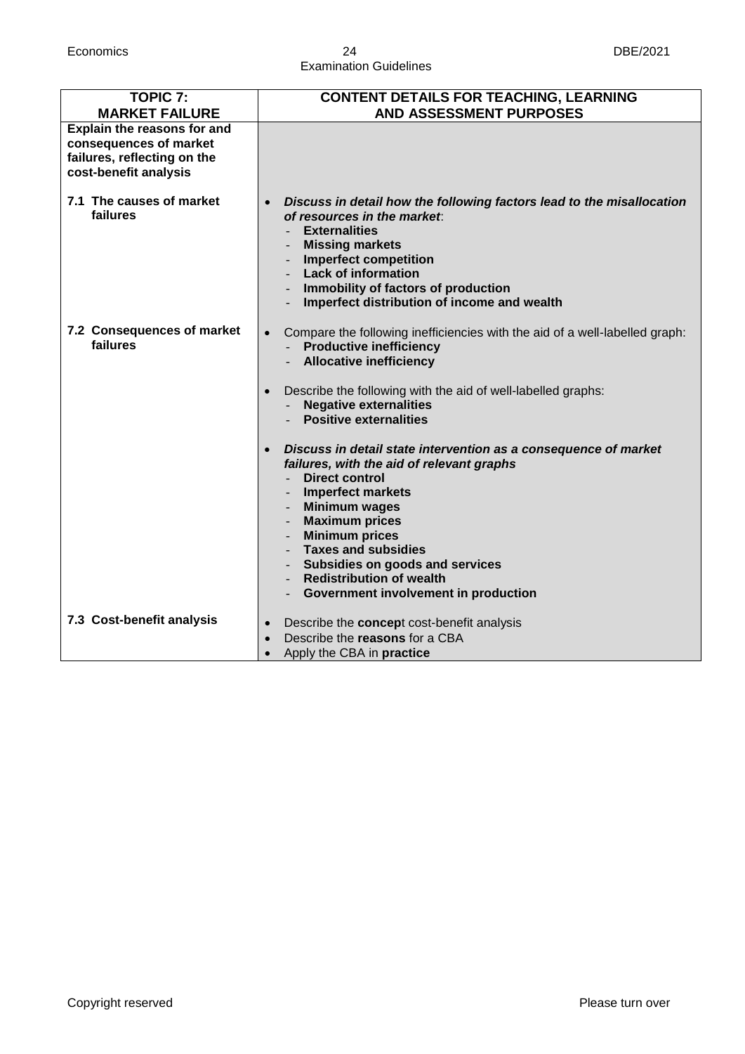| **TOPIC 7: MARKET FAILURE** | **CONTENT DETAILS FOR TEACHING, LEARNING AND ASSESSMENT PURPOSES** |
| --- | --- |
| **Explain the reasons for and consequences of market failures, reflecting on the cost-benefit analysis** | |
| **7.1 The causes of market failures** | • ***Discuss in detail how the following factors lead to the misallocation of resources in the market*:**<br>- **Externalities**<br>- **Missing markets**<br>- **Imperfect competition**<br>- **Lack of information**<br>- **Immobility of factors of production**<br>- **Imperfect distribution of income and wealth** |
| **7.2 Consequences of market failures** | • Compare the following inefficiencies with the aid of a well-labelled graph:<br>- **Productive inefficiency**<br>- **Allocative inefficiency**<br><br>• Describe the following with the aid of well-labelled graphs:<br>- **Negative externalities**<br>- **Positive externalities**<br><br>• ***Discuss in detail state intervention as a consequence of market failures, with the aid of relevant graphs***<br>- **Direct control**<br>- **Imperfect markets**<br>- **Minimum wages**<br>- **Maximum prices**<br>- **Minimum prices**<br>- **Taxes and subsidies**<br>- **Subsidies on goods and services**<br>- **Redistribution of wealth**<br>- **Government involvement in production** |
| **7.3 Cost-benefit analysis** | • Describe the **concep**t cost-benefit analysis<br>• Describe the **reasons** for a CBA<br>• Apply the CBA in **practice** |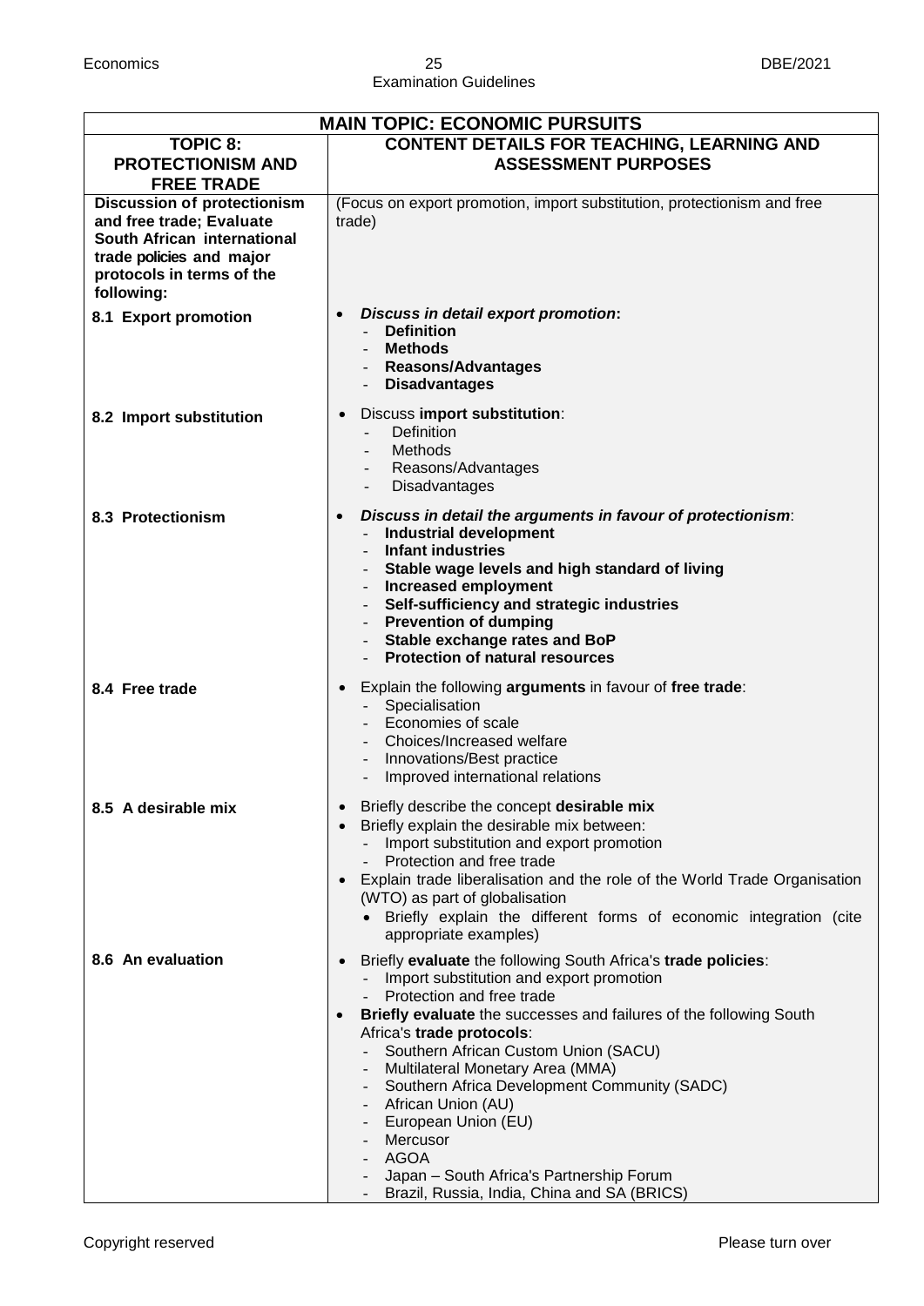| MAIN TOPIC: ECONOMIC PURSUITS | |
|---|---|
| **TOPIC 8: PROTECTIONISM AND FREE TRADE** | **CONTENT DETAILS FOR TEACHING, LEARNING AND ASSESSMENT PURPOSES** |
| **Discussion of protectionism and free trade; Evaluate South African international trade policies and major protocols in terms of the following:** | (Focus on export promotion, import substitution, protectionism and free trade) |
| **8.1 Export promotion** | • ***Discuss in detail export promotion*:**<br>- **Definition**<br>- **Methods**<br>- **Reasons/Advantages**<br>- **Disadvantages** |
| **8.2 Import substitution** | • Discuss **import substitution**:<br>- Definition<br>- Methods<br>- Reasons/Advantages<br>- Disadvantages |
| **8.3 Protectionism** | • ***Discuss in detail the arguments in favour of protectionism***:<br>- **Industrial development**<br>- **Infant industries**<br>- **Stable wage levels and high standard of living**<br>- **Increased employment**<br>- **Self-sufficiency and strategic industries**<br>- **Prevention of dumping**<br>- **Stable exchange rates and BoP**<br>- **Protection of natural resources** |
| **8.4 Free trade** | • Explain the following **arguments** in favour of **free trade**:<br>- Specialisation<br>- Economies of scale<br>- Choices/Increased welfare<br>- Innovations/Best practice<br>- Improved international relations |
| **8.5 A desirable mix** | • Briefly describe the concept **desirable mix**<br>• Briefly explain the desirable mix between:<br>- Import substitution and export promotion<br>- Protection and free trade<br>• Explain trade liberalisation and the role of the World Trade Organisation (WTO) as part of globalisation<br>• Briefly explain the different forms of economic integration (cite appropriate examples) |
| **8.6 An evaluation** | • Briefly **evaluate** the following South Africa's **trade policies**:<br>- Import substitution and export promotion<br>- Protection and free trade<br>• **Briefly evaluate** the successes and failures of the following South Africa's **trade protocols**:<br>- Southern African Custom Union (SACU)<br>- Multilateral Monetary Area (MMA)<br>- Southern Africa Development Community (SADC)<br>- African Union (AU)<br>- European Union (EU)<br>- Mercusor<br>- AGOA<br>- Japan – South Africa's Partnership Forum<br>- Brazil, Russia, India, China and SA (BRICS) |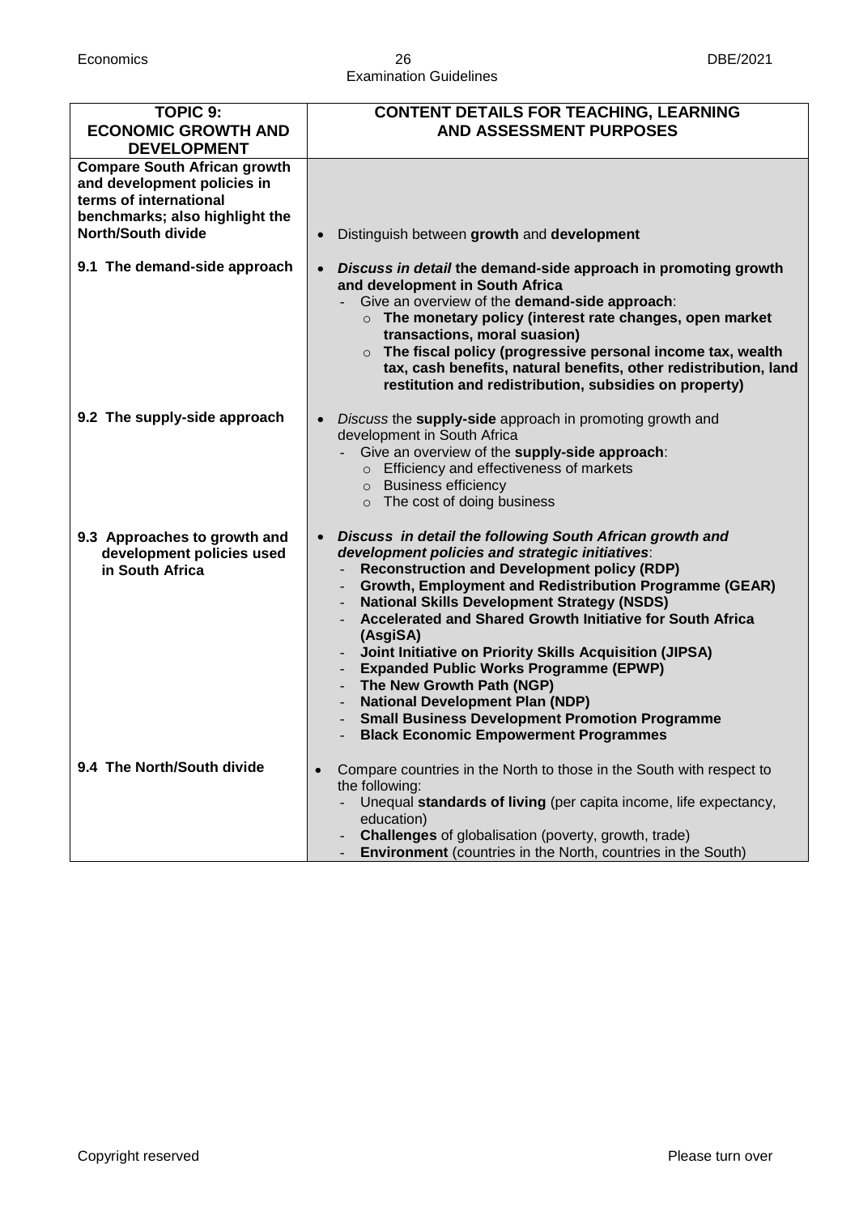| **TOPIC 9: ECONOMIC GROWTH AND DEVELOPMENT** | **CONTENT DETAILS FOR TEACHING, LEARNING AND ASSESSMENT PURPOSES** |
|---|---|
| **Compare South African growth and development policies in terms of international benchmarks; also highlight the North/South divide** | • Distinguish between **growth** and **development** |
| **9.1 The demand-side approach** | • ***Discuss in detail* the demand-side approach in promoting growth and development in South Africa**<br>- Give an overview of the **demand-side approach**:<br>  ○ **The monetary policy (interest rate changes, open market transactions, moral suasion)**<br>  ○ **The fiscal policy (progressive personal income tax, wealth tax, cash benefits, natural benefits, other redistribution, land restitution and redistribution, subsidies on property)** |
| **9.2 The supply-side approach** | • *Discuss* the **supply-side** approach in promoting growth and development in South Africa<br>- Give an overview of the **supply-side approach**:<br>  ○ Efficiency and effectiveness of markets<br>  ○ Business efficiency<br>  ○ The cost of doing business |
| **9.3 Approaches to growth and development policies used in South Africa** | • ***Discuss in detail the following South African growth and development policies and strategic initiatives*:**<br>- **Reconstruction and Development policy (RDP)**<br>- **Growth, Employment and Redistribution Programme (GEAR)**<br>- **National Skills Development Strategy (NSDS)**<br>- **Accelerated and Shared Growth Initiative for South Africa (AsgiSA)**<br>- **Joint Initiative on Priority Skills Acquisition (JIPSA)**<br>- **Expanded Public Works Programme (EPWP)**<br>- **The New Growth Path (NGP)**<br>- **National Development Plan (NDP)**<br>- **Small Business Development Promotion Programme**<br>- **Black Economic Empowerment Programmes** |
| **9.4 The North/South divide** | • Compare countries in the North to those in the South with respect to the following:<br>- Unequal **standards of living** (per capita income, life expectancy, education)<br>- **Challenges** of globalisation (poverty, growth, trade)<br>- **Environment** (countries in the North, countries in the South) |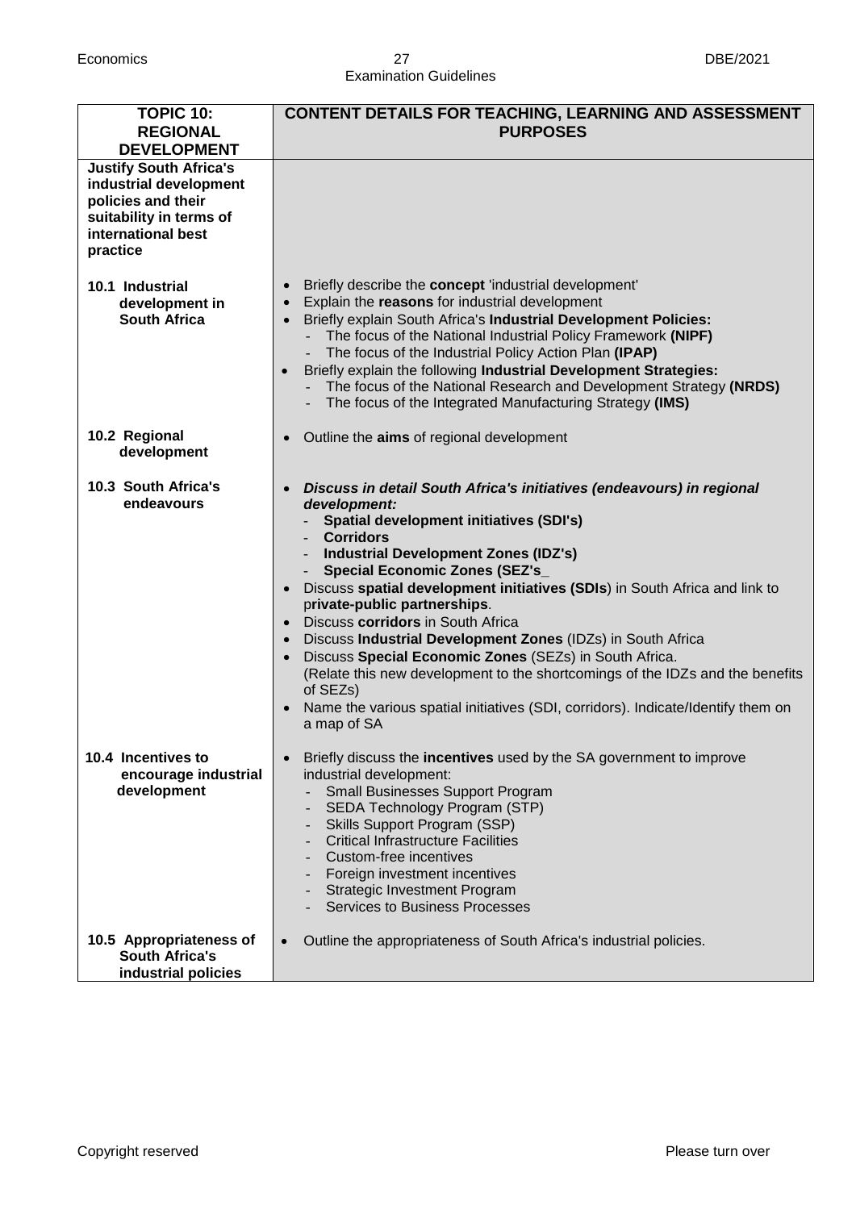| TOPIC 10: REGIONAL DEVELOPMENT | CONTENT DETAILS FOR TEACHING, LEARNING AND ASSESSMENT PURPOSES |
|---|---|
| **Justify South Africa's industrial development policies and their suitability in terms of international best practice** | |
| **10.1 Industrial development in South Africa** | • Briefly describe the **concept** 'industrial development'<br>• Explain the **reasons** for industrial development<br>• Briefly explain South Africa's **Industrial Development Policies:**<br>  - The focus of the National Industrial Policy Framework **(NIPF)**<br>  - The focus of the Industrial Policy Action Plan **(IPAP)**<br>• Briefly explain the following **Industrial Development Strategies:**<br>  - The focus of the National Research and Development Strategy **(NRDS)**<br>  - The focus of the Integrated Manufacturing Strategy **(IMS)** |
| **10.2 Regional development** | • Outline the **aims** of regional development |
| **10.3 South Africa's endeavours** | • ***Discuss in detail South Africa's initiatives (endeavours) in regional development:***<br>  - **Spatial development initiatives (SDI's)**<br>  - **Corridors**<br>  - **Industrial Development Zones (IDZ's)**<br>  - **Special Economic Zones (SEZ's_**<br>• Discuss **spatial development initiatives (SDIs**) in South Africa and link to p**rivate-public partnerships**.<br>• Discuss **corridors** in South Africa<br>• Discuss **Industrial Development Zones** (IDZs) in South Africa<br>• Discuss **Special Economic Zones** (SEZs) in South Africa.<br>(Relate this new development to the shortcomings of the IDZs and the benefits of SEZs)<br>• Name the various spatial initiatives (SDI, corridors). Indicate/Identify them on a map of SA |
| **10.4 Incentives to encourage industrial development** | • Briefly discuss the **incentives** used by the SA government to improve industrial development:<br>  - Small Businesses Support Program<br>  - SEDA Technology Program (STP)<br>  - Skills Support Program (SSP)<br>  - Critical Infrastructure Facilities<br>  - Custom-free incentives<br>  - Foreign investment incentives<br>  - Strategic Investment Program<br>  - Services to Business Processes |
| **10.5 Appropriateness of South Africa's industrial policies** | • Outline the appropriateness of South Africa's industrial policies. |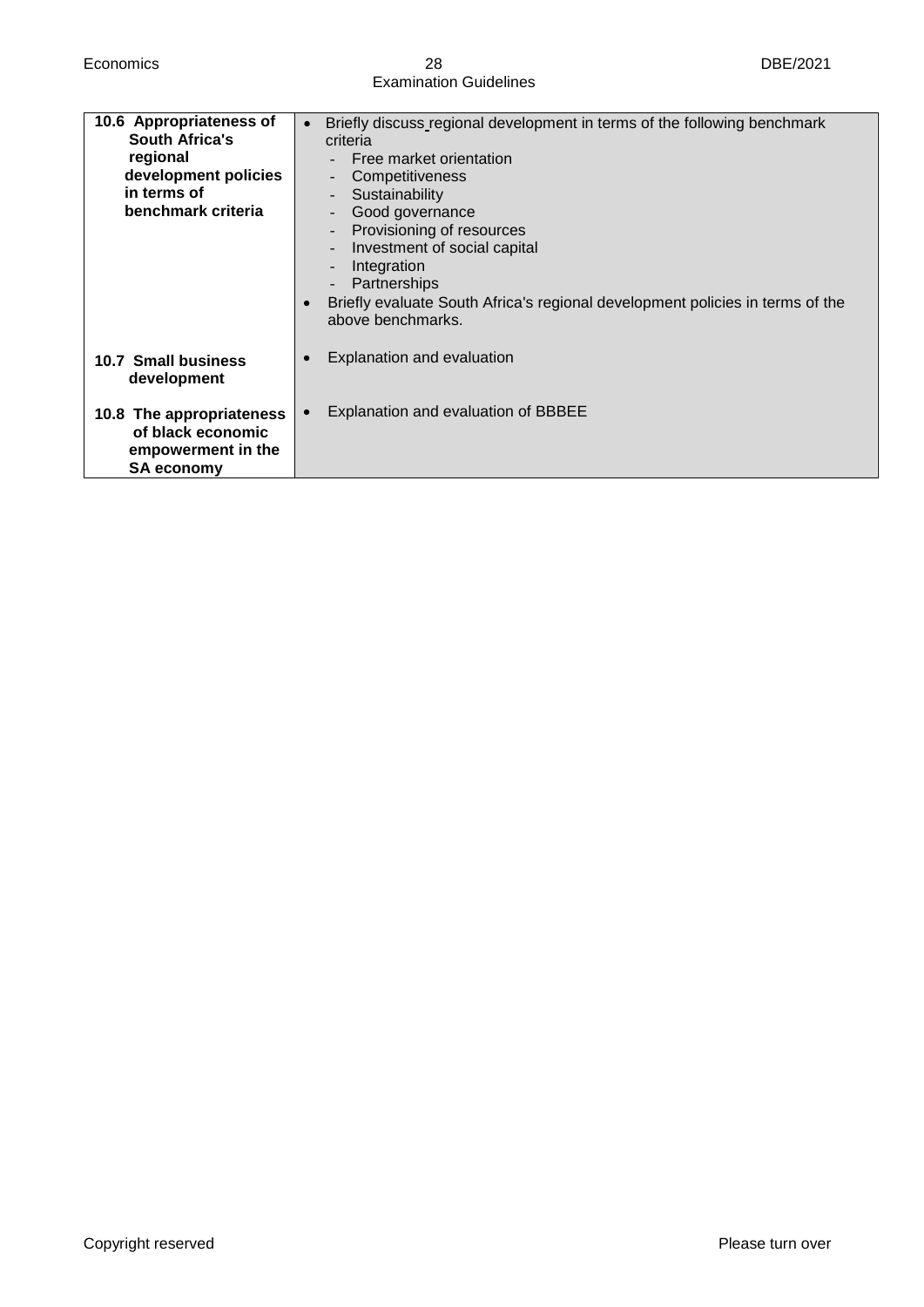| | |
|---|---|
| **10.6 Appropriateness of South Africa's regional development policies in terms of benchmark criteria** | • Briefly discuss regional development in terms of the following benchmark criteria<br>- Free market orientation<br>- Competitiveness<br>- Sustainability<br>- Good governance<br>- Provisioning of resources<br>- Investment of social capital<br>- Integration<br>- Partnerships<br>• Briefly evaluate South Africa's regional development policies in terms of the above benchmarks. |
| **10.7 Small business development** | • Explanation and evaluation |
| **10.8 The appropriateness of black economic empowerment in the SA economy** | • Explanation and evaluation of BBBEE |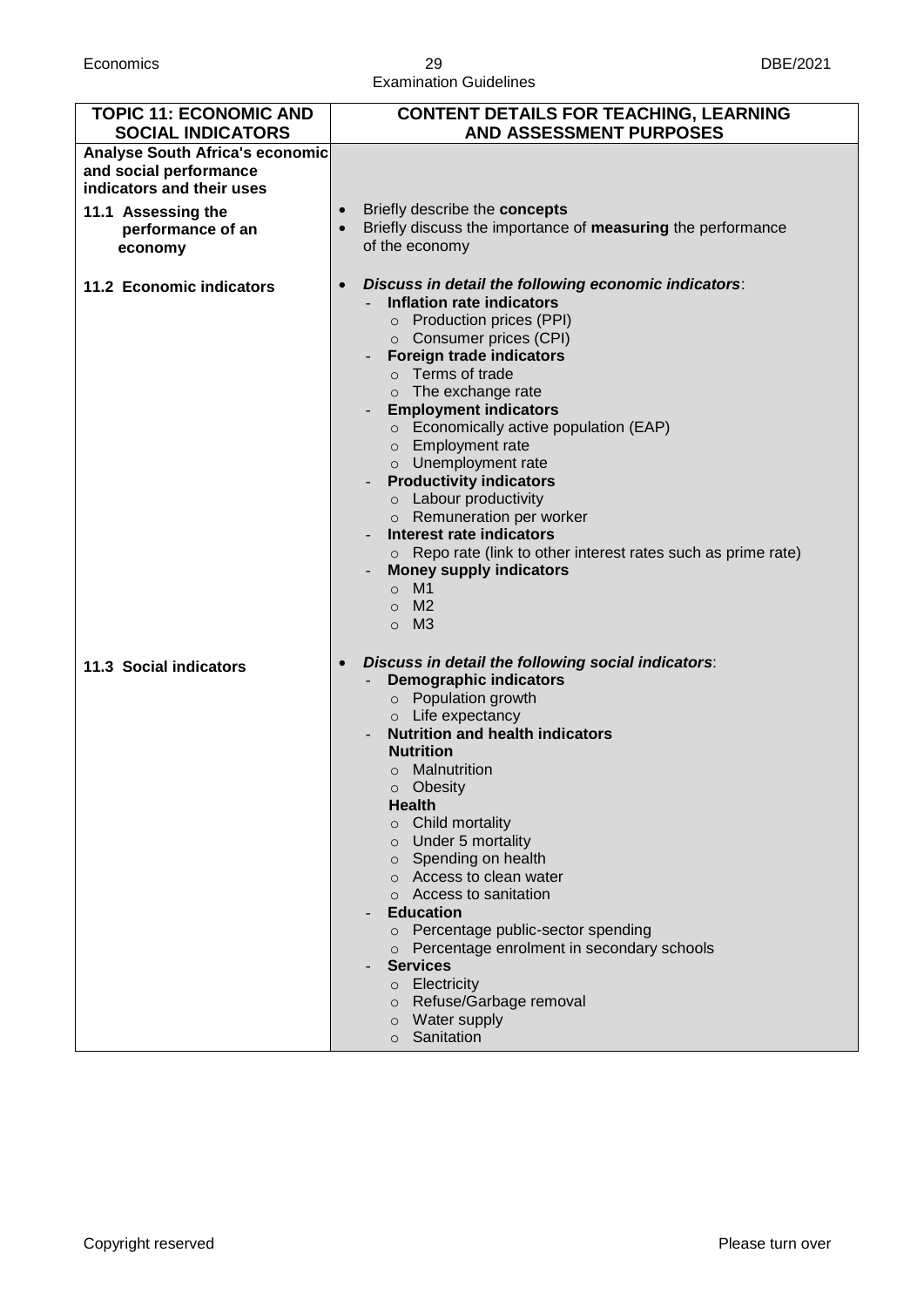| TOPIC 11: ECONOMIC AND SOCIAL INDICATORS | CONTENT DETAILS FOR TEACHING, LEARNING AND ASSESSMENT PURPOSES |
|---|---|
| **Analyse South Africa's economic and social performance indicators and their uses** | |
| **11.1 Assessing the performance of an economy** | • Briefly describe the **concepts**<br>• Briefly discuss the importance of **measuring** the performance of the economy |
| **11.2 Economic indicators** | • ***Discuss in detail the following economic indicators***:<br>- **Inflation rate indicators**<br>○ Production prices (PPI)<br>○ Consumer prices (CPI)<br>- **Foreign trade indicators**<br>○ Terms of trade<br>○ The exchange rate<br>- **Employment indicators**<br>○ Economically active population (EAP)<br>○ Employment rate<br>○ Unemployment rate<br>- **Productivity indicators**<br>○ Labour productivity<br>○ Remuneration per worker<br>- **Interest rate indicators**<br>○ Repo rate (link to other interest rates such as prime rate)<br>- **Money supply indicators**<br>○ M1<br>○ M2<br>○ M3 |
| **11.3 Social indicators** | • ***Discuss in detail the following social indicators***:<br>- **Demographic indicators**<br>○ Population growth<br>○ Life expectancy<br>- **Nutrition and health indicators**<br>**Nutrition**<br>○ Malnutrition<br>○ Obesity<br>**Health**<br>○ Child mortality<br>○ Under 5 mortality<br>○ Spending on health<br>○ Access to clean water<br>○ Access to sanitation<br>- **Education**<br>○ Percentage public-sector spending<br>○ Percentage enrolment in secondary schools<br>- **Services**<br>○ Electricity<br>○ Refuse/Garbage removal<br>○ Water supply<br>○ Sanitation |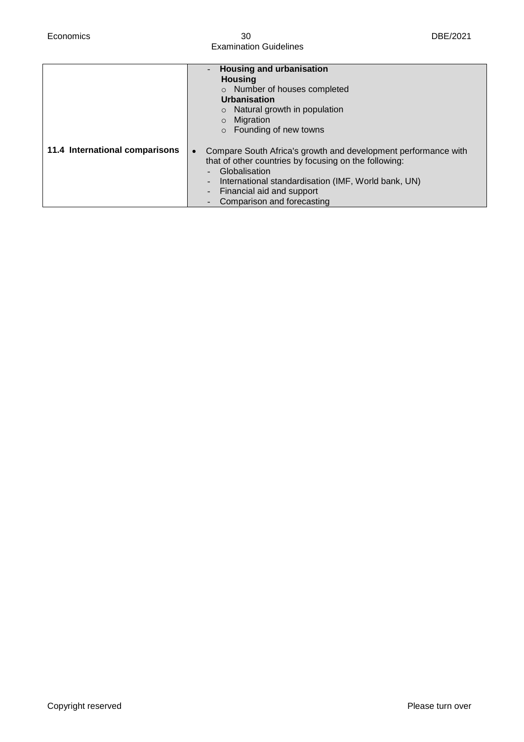| | |
|---|---|
| | - **Housing and urbanisation**<br>**Housing**<br>○ Number of houses completed<br>**Urbanisation**<br>○ Natural growth in population<br>○ Migration<br>○ Founding of new towns |
| **11.4 International comparisons** | • Compare South Africa's growth and development performance with that of other countries by focusing on the following:<br>- Globalisation<br>- International standardisation (IMF, World bank, UN)<br>- Financial aid and support<br>- Comparison and forecasting |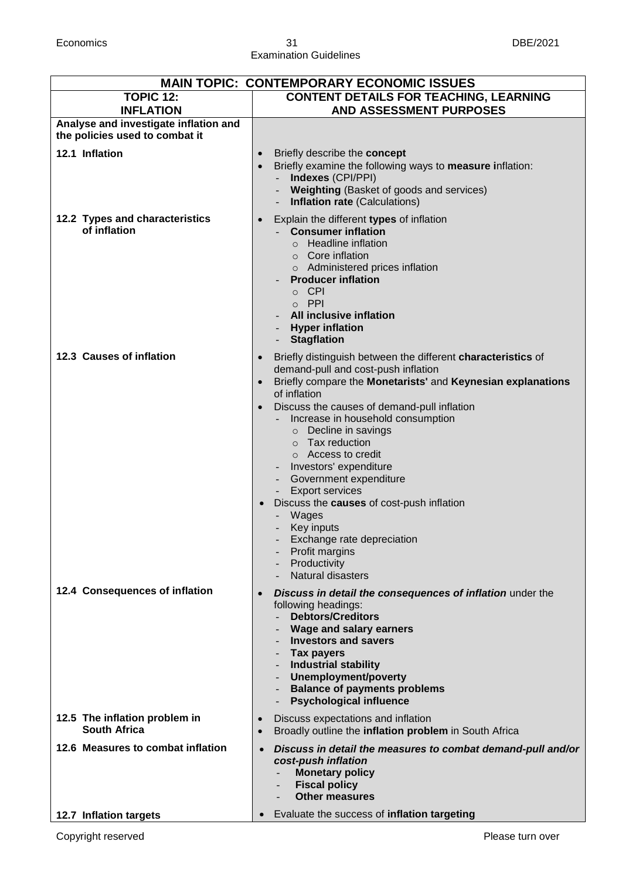| MAIN TOPIC: CONTEMPORARY ECONOMIC ISSUES | |
|---|---|
| **TOPIC 12: INFLATION** | **CONTENT DETAILS FOR TEACHING, LEARNING AND ASSESSMENT PURPOSES** |
| **Analyse and investigate inflation and the policies used to combat it** | |
| **12.1 Inflation** | • Briefly describe the **concept**<br>• Briefly examine the following ways to **measure i**nflation:<br>- **Indexes** (CPI/PPI)<br>- **Weighting** (Basket of goods and services)<br>- **Inflation rate** (Calculations) |
| **12.2 Types and characteristics of inflation** | • Explain the different **types** of inflation<br>- **Consumer inflation**<br>○ Headline inflation<br>○ Core inflation<br>○ Administered prices inflation<br>- **Producer inflation**<br>○ CPI<br>○ PPI<br>- **All inclusive inflation**<br>- **Hyper inflation**<br>- **Stagflation** |
| **12.3 Causes of inflation** | • Briefly distinguish between the different **characteristics** of demand-pull and cost-push inflation<br>• Briefly compare the **Monetarists'** and **Keynesian explanations** of inflation<br>• Discuss the causes of demand-pull inflation<br>- Increase in household consumption<br>○ Decline in savings<br>○ Tax reduction<br>○ Access to credit<br>- Investors' expenditure<br>- Government expenditure<br>- Export services<br>• Discuss the **causes** of cost-push inflation<br>- Wages<br>- Key inputs<br>- Exchange rate depreciation<br>- Profit margins<br>- Productivity<br>- Natural disasters |
| **12.4 Consequences of inflation** | • ***Discuss in detail the consequences of inflation*** under the following headings:<br>- **Debtors/Creditors**<br>- **Wage and salary earners**<br>- **Investors and savers**<br>- **Tax payers**<br>- **Industrial stability**<br>- **Unemployment/poverty**<br>- **Balance of payments problems**<br>- **Psychological influence** |
| **12.5 The inflation problem in South Africa** | • Discuss expectations and inflation<br>• Broadly outline the **inflation problem** in South Africa |
| **12.6 Measures to combat inflation** | • ***Discuss in detail the measures to combat demand-pull and/or cost-push inflation***<br>- **Monetary policy**<br>- **Fiscal policy**<br>- **Other measures** |
| **12.7 Inflation targets** | • Evaluate the success of **inflation targeting** |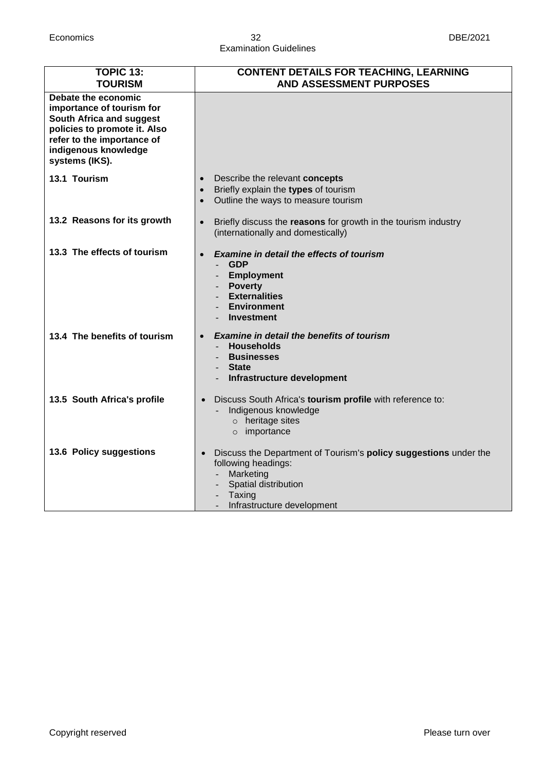| **TOPIC 13: TOURISM** | **CONTENT DETAILS FOR TEACHING, LEARNING AND ASSESSMENT PURPOSES** |
|---|---|
| **Debate the economic importance of tourism for South Africa and suggest policies to promote it. Also refer to the importance of indigenous knowledge systems (IKS).** | |
| **13.1 Tourism** | • Describe the relevant **concepts**<br>• Briefly explain the **types** of tourism<br>• Outline the ways to measure tourism |
| **13.2 Reasons for its growth** | • Briefly discuss the **reasons** for growth in the tourism industry (internationally and domestically) |
| **13.3 The effects of tourism** | • ***Examine in detail the effects of tourism***<br>- **GDP**<br>- **Employment**<br>- **Poverty**<br>- **Externalities**<br>- **Environment**<br>- **Investment** |
| **13.4 The benefits of tourism** | • ***Examine in detail the benefits of tourism***<br>- **Households**<br>- **Businesses**<br>- **State**<br>- **Infrastructure development** |
| **13.5 South Africa's profile** | • Discuss South Africa's **tourism profile** with reference to:<br>- Indigenous knowledge<br>o heritage sites<br>o importance |
| **13.6 Policy suggestions** | • Discuss the Department of Tourism's **policy suggestions** under the following headings:<br>- Marketing<br>- Spatial distribution<br>- Taxing<br>- Infrastructure development |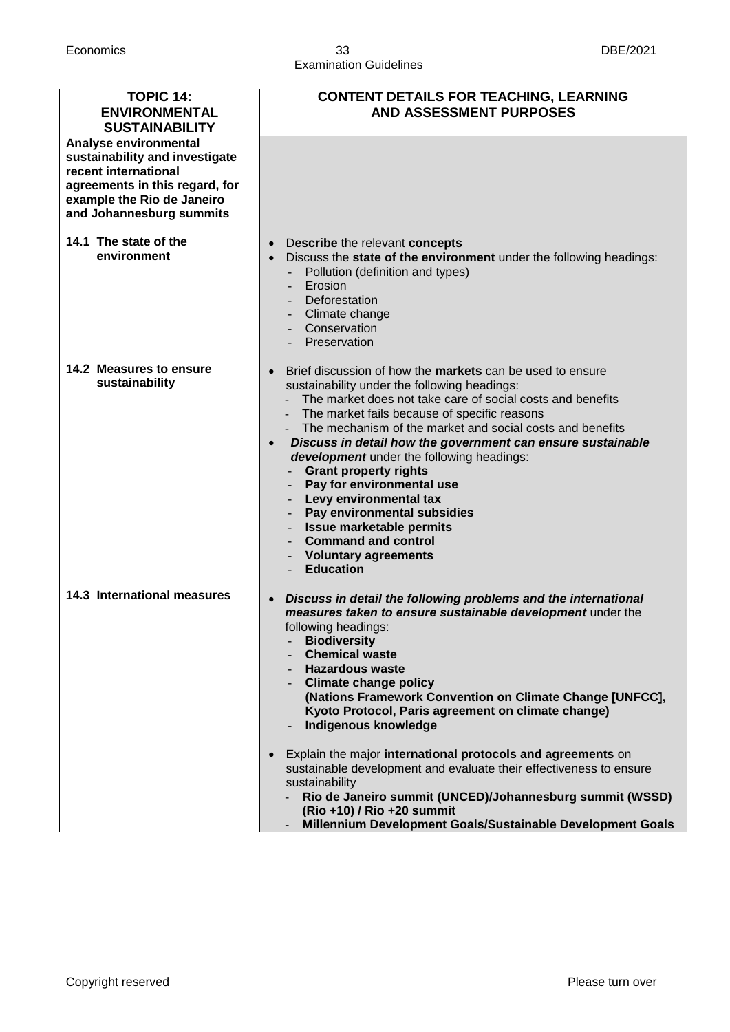| **TOPIC 14: ENVIRONMENTAL SUSTAINABILITY** | **CONTENT DETAILS FOR TEACHING, LEARNING AND ASSESSMENT PURPOSES** |
| --- | --- |
| **Analyse environmental sustainability and investigate recent international agreements in this regard, for example the Rio de Janeiro and Johannesburg summits** | |
| **14.1 The state of the environment** | • D**escribe** the relevant **concepts**<br>• Discuss the **state of the environment** under the following headings:<br>- Pollution (definition and types)<br>- Erosion<br>- Deforestation<br>- Climate change<br>- Conservation<br>- Preservation |
| **14.2 Measures to ensure sustainability** | • Brief discussion of how the **markets** can be used to ensure sustainability under the following headings:<br>- The market does not take care of social costs and benefits<br>- The market fails because of specific reasons<br>- The mechanism of the market and social costs and benefits<br>• ***Discuss in detail how the government can ensure sustainable development*** under the following headings:<br>- **Grant property rights**<br>- **Pay for environmental use**<br>- **Levy environmental tax**<br>- **Pay environmental subsidies**<br>- **Issue marketable permits**<br>- **Command and control**<br>- **Voluntary agreements**<br>- **Education** |
| **14.3 International measures** | • ***Discuss in detail the following problems and the international measures taken to ensure sustainable development*** under the following headings:<br>- **Biodiversity**<br>- **Chemical waste**<br>- **Hazardous waste**<br>- **Climate change policy (Nations Framework Convention on Climate Change [UNFCC], Kyoto Protocol, Paris agreement on climate change)**<br>- **Indigenous knowledge**<br><br>• Explain the major **international protocols and agreements** on sustainable development and evaluate their effectiveness to ensure sustainability<br>- **Rio de Janeiro summit (UNCED)/Johannesburg summit (WSSD) (Rio +10) / Rio +20 summit**<br>- **Millennium Development Goals/Sustainable Development Goals** |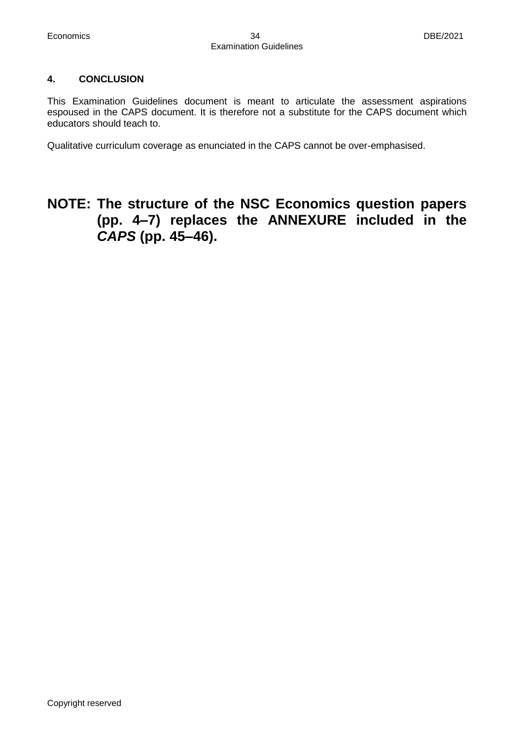## 4. CONCLUSION

This Examination Guidelines document is meant to articulate the assessment aspirations espoused in the CAPS document. It is therefore not a substitute for the CAPS document which educators should teach to.

Qualitative curriculum coverage as enunciated in the CAPS cannot be over-emphasised.

**NOTE: The structure of the NSC Economics question papers (pp. 4–7) replaces the ANNEXURE included in the *CAPS* (pp. 45–46).**